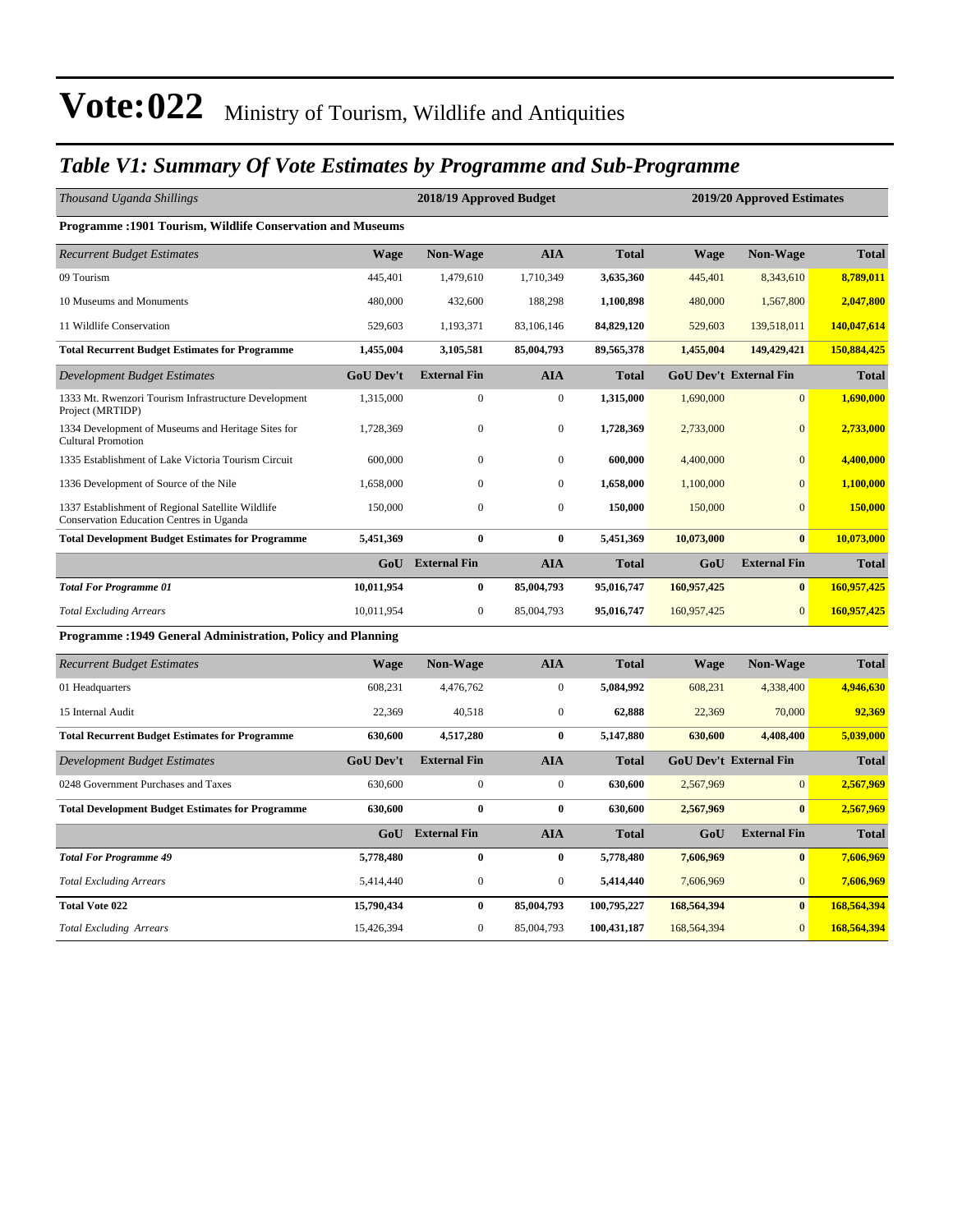# Vote:022 Ministry of Tourism, Wildlife and Antiquities

## *Table V1: Summary Of Vote Estimates by Programme and Sub-Programme*

| *Thousand Uganda Shillings* | 2018/19 Approved Budget | | | | 2019/20 Approved Estimates | | |
|---|---|---|---|---|---|---|---|
| **Programme :1901 Tourism, Wildlife Conservation and Museums** | | | | | | | |
| *Recurrent Budget Estimates* | **Wage** | **Non-Wage** | **AIA** | **Total** | **Wage** | **Non-Wage** | **Total** |
| 09 Tourism | 445,401 | 1,479,610 | 1,710,349 | **3,635,360** | 445,401 | 8,343,610 | **8,789,011** |
| 10 Museums and Monuments | 480,000 | 432,600 | 188,298 | **1,100,898** | 480,000 | 1,567,800 | **2,047,800** |
| 11 Wildlife Conservation | 529,603 | 1,193,371 | 83,106,146 | **84,829,120** | 529,603 | 139,518,011 | **140,047,614** |
| **Total Recurrent Budget Estimates for Programme** | **1,455,004** | **3,105,581** | **85,004,793** | **89,565,378** | **1,455,004** | **149,429,421** | **150,884,425** |
| *Development Budget Estimates* | **GoU Dev't** | **External Fin** | **AIA** | **Total** | **GoU Dev't** | **External Fin** | **Total** |
| 1333 Mt. Rwenzori Tourism Infrastructure Development Project (MRTIDP) | 1,315,000 | 0 | 0 | **1,315,000** | 1,690,000 | 0 | **1,690,000** |
| 1334 Development of Museums and Heritage Sites for Cultural Promotion | 1,728,369 | 0 | 0 | **1,728,369** | 2,733,000 | 0 | **2,733,000** |
| 1335 Establishment of Lake Victoria Tourism Circuit | 600,000 | 0 | 0 | **600,000** | 4,400,000 | 0 | **4,400,000** |
| 1336 Development of Source of the Nile | 1,658,000 | 0 | 0 | **1,658,000** | 1,100,000 | 0 | **1,100,000** |
| 1337 Establishment of Regional Satellite Wildlife Conservation Education Centres in Uganda | 150,000 | 0 | 0 | **150,000** | 150,000 | 0 | **150,000** |
| **Total Development Budget Estimates for Programme** | **5,451,369** | **0** | **0** | **5,451,369** | **10,073,000** | **0** | **10,073,000** |
| | **GoU** | **External Fin** | **AIA** | **Total** | **GoU** | **External Fin** | **Total** |
| ***Total For Programme 01*** | **10,011,954** | **0** | **85,004,793** | **95,016,747** | **160,957,425** | **0** | **160,957,425** |
| *Total Excluding Arrears* | 10,011,954 | 0 | 85,004,793 | **95,016,747** | 160,957,425 | 0 | **160,957,425** |
| **Programme :1949 General Administration, Policy and Planning** | | | | | | | |
| *Recurrent Budget Estimates* | **Wage** | **Non-Wage** | **AIA** | **Total** | **Wage** | **Non-Wage** | **Total** |
| 01 Headquarters | 608,231 | 4,476,762 | 0 | **5,084,992** | 608,231 | 4,338,400 | **4,946,630** |
| 15 Internal Audit | 22,369 | 40,518 | 0 | **62,888** | 22,369 | 70,000 | **92,369** |
| **Total Recurrent Budget Estimates for Programme** | **630,600** | **4,517,280** | **0** | **5,147,880** | **630,600** | **4,408,400** | **5,039,000** |
| *Development Budget Estimates* | **GoU Dev't** | **External Fin** | **AIA** | **Total** | **GoU Dev't** | **External Fin** | **Total** |
| 0248 Government Purchases and Taxes | 630,600 | 0 | 0 | **630,600** | 2,567,969 | 0 | **2,567,969** |
| **Total Development Budget Estimates for Programme** | **630,600** | **0** | **0** | **630,600** | **2,567,969** | **0** | **2,567,969** |
| | **GoU** | **External Fin** | **AIA** | **Total** | **GoU** | **External Fin** | **Total** |
| ***Total For Programme 49*** | **5,778,480** | **0** | **0** | **5,778,480** | **7,606,969** | **0** | **7,606,969** |
| *Total Excluding Arrears* | 5,414,440 | 0 | 0 | **5,414,440** | 7,606,969 | 0 | **7,606,969** |
| **Total Vote 022** | **15,790,434** | **0** | **85,004,793** | **100,795,227** | **168,564,394** | **0** | **168,564,394** |
| *Total Excluding Arrears* | 15,426,394 | 0 | 85,004,793 | **100,431,187** | 168,564,394 | 0 | **168,564,394** |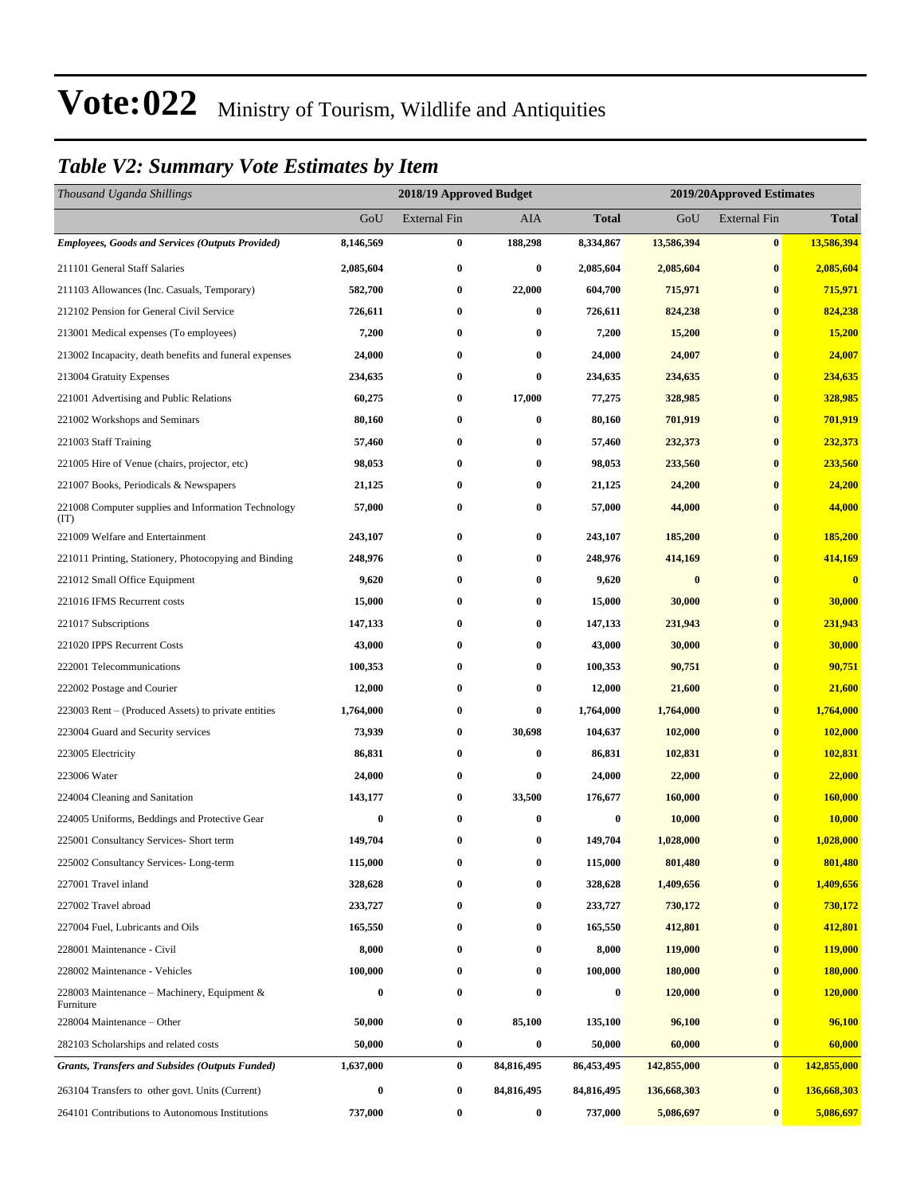# Vote:022 Ministry of Tourism, Wildlife and Antiquities

## *Table V2: Summary Vote Estimates by Item*

| *Thousand Uganda Shillings* | 2018/19 Approved Budget | | | | 2019/20Approved Estimates | | |
|---|---|---|---|---|---|---|---|
| | GoU | External Fin | AIA | **Total** | GoU | External Fin | **Total** |
| ***Employees, Goods and Services (Outputs Provided)*** | **8,146,569** | **0** | **188,298** | **8,334,867** | **13,586,394** | **0** | **13,586,394** |
| 211101 General Staff Salaries | **2,085,604** | **0** | **0** | **2,085,604** | **2,085,604** | **0** | **2,085,604** |
| 211103 Allowances (Inc. Casuals, Temporary) | **582,700** | **0** | **22,000** | **604,700** | **715,971** | **0** | **715,971** |
| 212102 Pension for General Civil Service | **726,611** | **0** | **0** | **726,611** | **824,238** | **0** | **824,238** |
| 213001 Medical expenses (To employees) | **7,200** | **0** | **0** | **7,200** | **15,200** | **0** | **15,200** |
| 213002 Incapacity, death benefits and funeral expenses | **24,000** | **0** | **0** | **24,000** | **24,007** | **0** | **24,007** |
| 213004 Gratuity Expenses | **234,635** | **0** | **0** | **234,635** | **234,635** | **0** | **234,635** |
| 221001 Advertising and Public Relations | **60,275** | **0** | **17,000** | **77,275** | **328,985** | **0** | **328,985** |
| 221002 Workshops and Seminars | **80,160** | **0** | **0** | **80,160** | **701,919** | **0** | **701,919** |
| 221003 Staff Training | **57,460** | **0** | **0** | **57,460** | **232,373** | **0** | **232,373** |
| 221005 Hire of Venue (chairs, projector, etc) | **98,053** | **0** | **0** | **98,053** | **233,560** | **0** | **233,560** |
| 221007 Books, Periodicals & Newspapers | **21,125** | **0** | **0** | **21,125** | **24,200** | **0** | **24,200** |
| 221008 Computer supplies and Information Technology (IT) | **57,000** | **0** | **0** | **57,000** | **44,000** | **0** | **44,000** |
| 221009 Welfare and Entertainment | **243,107** | **0** | **0** | **243,107** | **185,200** | **0** | **185,200** |
| 221011 Printing, Stationery, Photocopying and Binding | **248,976** | **0** | **0** | **248,976** | **414,169** | **0** | **414,169** |
| 221012 Small Office Equipment | **9,620** | **0** | **0** | **9,620** | **0** | **0** | **0** |
| 221016 IFMS Recurrent costs | **15,000** | **0** | **0** | **15,000** | **30,000** | **0** | **30,000** |
| 221017 Subscriptions | **147,133** | **0** | **0** | **147,133** | **231,943** | **0** | **231,943** |
| 221020 IPPS Recurrent Costs | **43,000** | **0** | **0** | **43,000** | **30,000** | **0** | **30,000** |
| 222001 Telecommunications | **100,353** | **0** | **0** | **100,353** | **90,751** | **0** | **90,751** |
| 222002 Postage and Courier | **12,000** | **0** | **0** | **12,000** | **21,600** | **0** | **21,600** |
| 223003 Rent – (Produced Assets) to private entities | **1,764,000** | **0** | **0** | **1,764,000** | **1,764,000** | **0** | **1,764,000** |
| 223004 Guard and Security services | **73,939** | **0** | **30,698** | **104,637** | **102,000** | **0** | **102,000** |
| 223005 Electricity | **86,831** | **0** | **0** | **86,831** | **102,831** | **0** | **102,831** |
| 223006 Water | **24,000** | **0** | **0** | **24,000** | **22,000** | **0** | **22,000** |
| 224004 Cleaning and Sanitation | **143,177** | **0** | **33,500** | **176,677** | **160,000** | **0** | **160,000** |
| 224005 Uniforms, Beddings and Protective Gear | **0** | **0** | **0** | **0** | **10,000** | **0** | **10,000** |
| 225001 Consultancy Services- Short term | **149,704** | **0** | **0** | **149,704** | **1,028,000** | **0** | **1,028,000** |
| 225002 Consultancy Services- Long-term | **115,000** | **0** | **0** | **115,000** | **801,480** | **0** | **801,480** |
| 227001 Travel inland | **328,628** | **0** | **0** | **328,628** | **1,409,656** | **0** | **1,409,656** |
| 227002 Travel abroad | **233,727** | **0** | **0** | **233,727** | **730,172** | **0** | **730,172** |
| 227004 Fuel, Lubricants and Oils | **165,550** | **0** | **0** | **165,550** | **412,801** | **0** | **412,801** |
| 228001 Maintenance - Civil | **8,000** | **0** | **0** | **8,000** | **119,000** | **0** | **119,000** |
| 228002 Maintenance - Vehicles | **100,000** | **0** | **0** | **100,000** | **180,000** | **0** | **180,000** |
| 228003 Maintenance – Machinery, Equipment & Furniture | **0** | **0** | **0** | **0** | **120,000** | **0** | **120,000** |
| 228004 Maintenance – Other | **50,000** | **0** | **85,100** | **135,100** | **96,100** | **0** | **96,100** |
| 282103 Scholarships and related costs | **50,000** | **0** | **0** | **50,000** | **60,000** | **0** | **60,000** |
| ***Grants, Transfers and Subsides (Outputs Funded)*** | **1,637,000** | **0** | **84,816,495** | **86,453,495** | **142,855,000** | **0** | **142,855,000** |
| 263104 Transfers to other govt. Units (Current) | **0** | **0** | **84,816,495** | **84,816,495** | **136,668,303** | **0** | **136,668,303** |
| 264101 Contributions to Autonomous Institutions | **737,000** | **0** | **0** | **737,000** | **5,086,697** | **0** | **5,086,697** |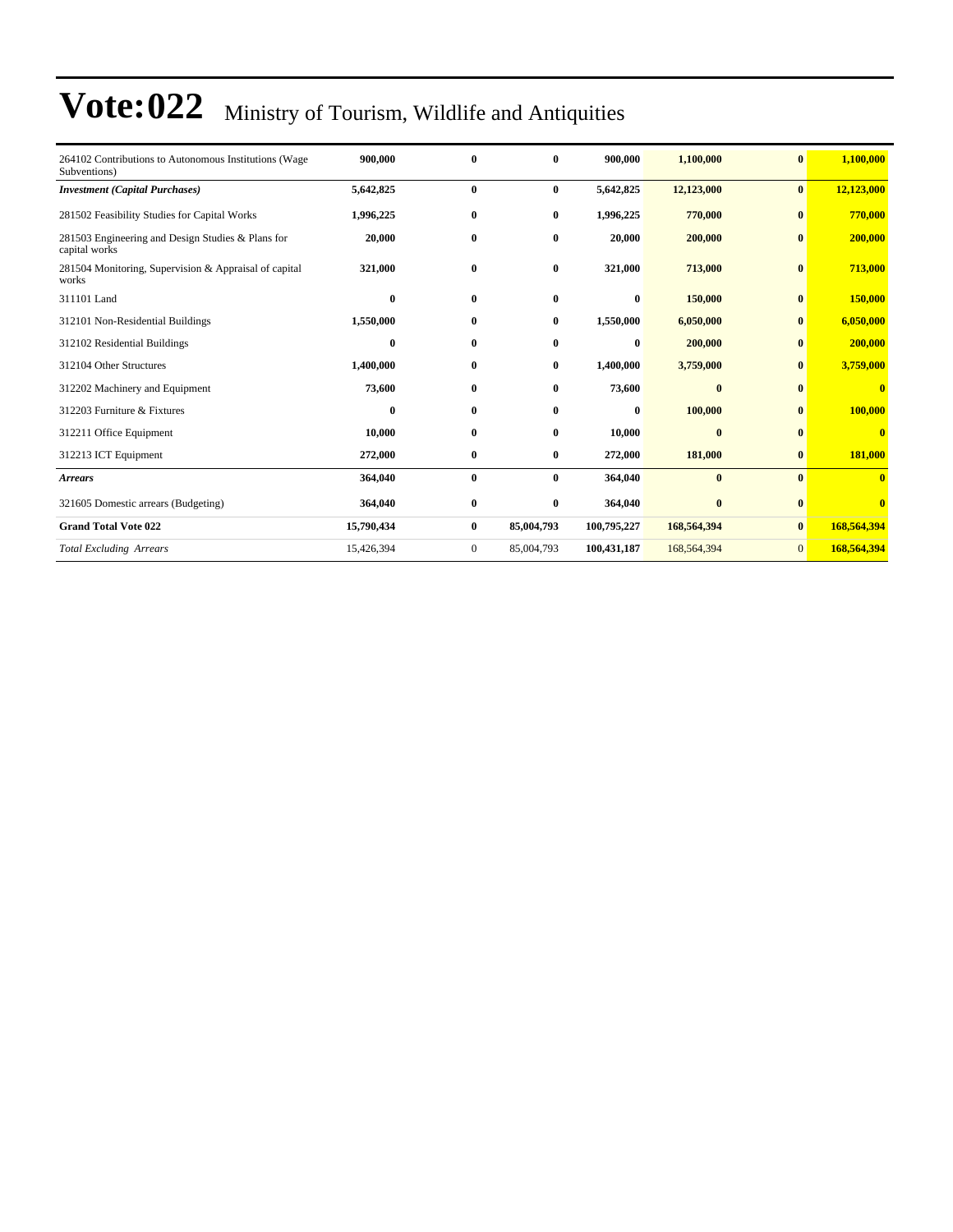# Vote:022 Ministry of Tourism, Wildlife and Antiquities

| | | | | | | | |
|---|---|---|---|---|---|---|---|
| 264102 Contributions to Autonomous Institutions (Wage Subventions) | **900,000** | **0** | **0** | **900,000** | **1,100,000** | **0** | **1,100,000** |
| ***Investment (Capital Purchases)*** | **5,642,825** | **0** | **0** | **5,642,825** | **12,123,000** | **0** | **12,123,000** |
| 281502 Feasibility Studies for Capital Works | **1,996,225** | **0** | **0** | **1,996,225** | **770,000** | **0** | **770,000** |
| 281503 Engineering and Design Studies & Plans for capital works | **20,000** | **0** | **0** | **20,000** | **200,000** | **0** | **200,000** |
| 281504 Monitoring, Supervision & Appraisal of capital works | **321,000** | **0** | **0** | **321,000** | **713,000** | **0** | **713,000** |
| 311101 Land | **0** | **0** | **0** | **0** | **150,000** | **0** | **150,000** |
| 312101 Non-Residential Buildings | **1,550,000** | **0** | **0** | **1,550,000** | **6,050,000** | **0** | **6,050,000** |
| 312102 Residential Buildings | **0** | **0** | **0** | **0** | **200,000** | **0** | **200,000** |
| 312104 Other Structures | **1,400,000** | **0** | **0** | **1,400,000** | **3,759,000** | **0** | **3,759,000** |
| 312202 Machinery and Equipment | **73,600** | **0** | **0** | **73,600** | **0** | **0** | **0** |
| 312203 Furniture & Fixtures | **0** | **0** | **0** | **0** | **100,000** | **0** | **100,000** |
| 312211 Office Equipment | **10,000** | **0** | **0** | **10,000** | **0** | **0** | **0** |
| 312213 ICT Equipment | **272,000** | **0** | **0** | **272,000** | **181,000** | **0** | **181,000** |
| ***Arrears*** | **364,040** | **0** | **0** | **364,040** | **0** | **0** | **0** |
| 321605 Domestic arrears (Budgeting) | **364,040** | **0** | **0** | **364,040** | **0** | **0** | **0** |
| **Grand Total Vote 022** | **15,790,434** | **0** | **85,004,793** | **100,795,227** | **168,564,394** | **0** | **168,564,394** |
| *Total Excluding Arrears* | 15,426,394 | 0 | 85,004,793 | **100,431,187** | 168,564,394 | 0 | **168,564,394** |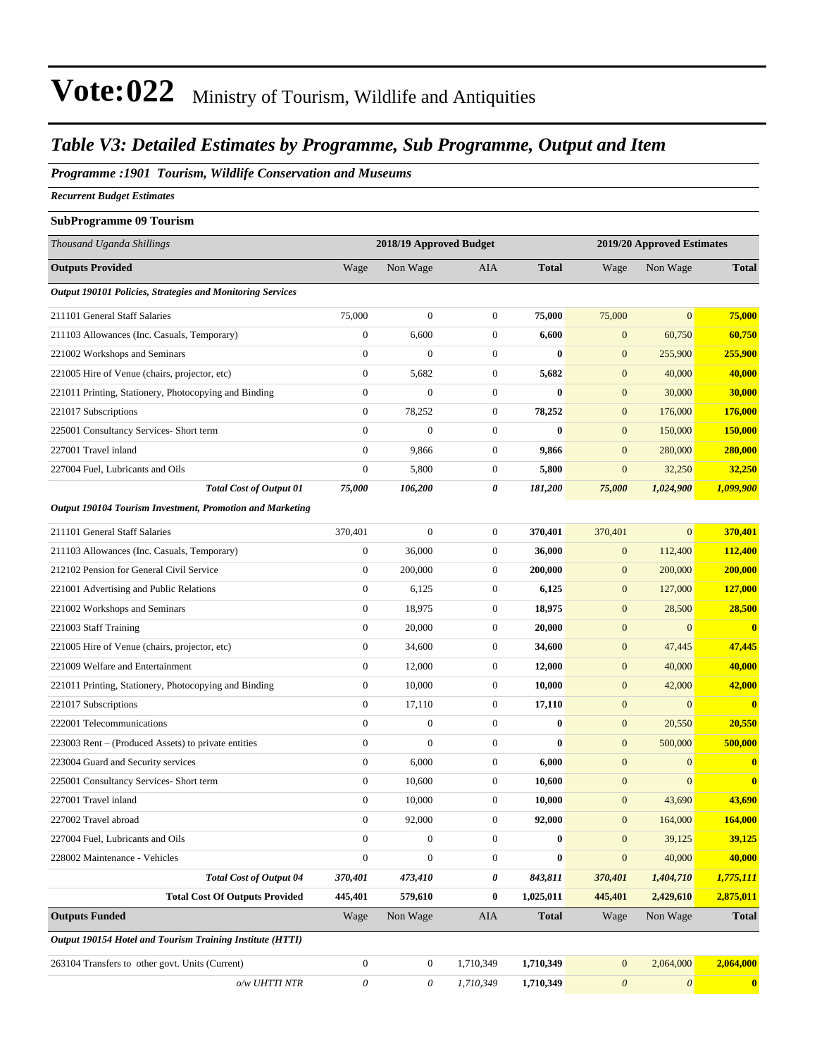# Vote:022 Ministry of Tourism, Wildlife and Antiquities

## *Table V3: Detailed Estimates by Programme, Sub Programme, Output and Item*

***Programme :1901 Tourism, Wildlife Conservation and Museums***

***Recurrent Budget Estimates***

**SubProgramme 09 Tourism**

| *Thousand Uganda Shillings* | 2018/19 Approved Budget | | | | 2019/20 Approved Estimates | | |
|---|---|---|---|---|---|---|---|
| **Outputs Provided** | Wage | Non Wage | AIA | **Total** | Wage | Non Wage | **Total** |
| ***Output 190101 Policies, Strategies and Monitoring Services*** | | | | | | | |
| 211101 General Staff Salaries | 75,000 | 0 | 0 | **75,000** | 75,000 | 0 | **75,000** |
| 211103 Allowances (Inc. Casuals, Temporary) | 0 | 6,600 | 0 | **6,600** | 0 | 60,750 | **60,750** |
| 221002 Workshops and Seminars | 0 | 0 | 0 | **0** | 0 | 255,900 | **255,900** |
| 221005 Hire of Venue (chairs, projector, etc) | 0 | 5,682 | 0 | **5,682** | 0 | 40,000 | **40,000** |
| 221011 Printing, Stationery, Photocopying and Binding | 0 | 0 | 0 | **0** | 0 | 30,000 | **30,000** |
| 221017 Subscriptions | 0 | 78,252 | 0 | **78,252** | 0 | 176,000 | **176,000** |
| 225001 Consultancy Services- Short term | 0 | 0 | 0 | **0** | 0 | 150,000 | **150,000** |
| 227001 Travel inland | 0 | 9,866 | 0 | **9,866** | 0 | 280,000 | **280,000** |
| 227004 Fuel, Lubricants and Oils | 0 | 5,800 | 0 | **5,800** | 0 | 32,250 | **32,250** |
| ***Total Cost of Output 01*** | ***75,000*** | ***106,200*** | ***0*** | ***181,200*** | ***75,000*** | ***1,024,900*** | ***1,099,900*** |
| ***Output 190104 Tourism Investment, Promotion and Marketing*** | | | | | | | |
| 211101 General Staff Salaries | 370,401 | 0 | 0 | **370,401** | 370,401 | 0 | **370,401** |
| 211103 Allowances (Inc. Casuals, Temporary) | 0 | 36,000 | 0 | **36,000** | 0 | 112,400 | **112,400** |
| 212102 Pension for General Civil Service | 0 | 200,000 | 0 | **200,000** | 0 | 200,000 | **200,000** |
| 221001 Advertising and Public Relations | 0 | 6,125 | 0 | **6,125** | 0 | 127,000 | **127,000** |
| 221002 Workshops and Seminars | 0 | 18,975 | 0 | **18,975** | 0 | 28,500 | **28,500** |
| 221003 Staff Training | 0 | 20,000 | 0 | **20,000** | 0 | 0 | **0** |
| 221005 Hire of Venue (chairs, projector, etc) | 0 | 34,600 | 0 | **34,600** | 0 | 47,445 | **47,445** |
| 221009 Welfare and Entertainment | 0 | 12,000 | 0 | **12,000** | 0 | 40,000 | **40,000** |
| 221011 Printing, Stationery, Photocopying and Binding | 0 | 10,000 | 0 | **10,000** | 0 | 42,000 | **42,000** |
| 221017 Subscriptions | 0 | 17,110 | 0 | **17,110** | 0 | 0 | **0** |
| 222001 Telecommunications | 0 | 0 | 0 | **0** | 0 | 20,550 | **20,550** |
| 223003 Rent – (Produced Assets) to private entities | 0 | 0 | 0 | **0** | 0 | 500,000 | **500,000** |
| 223004 Guard and Security services | 0 | 6,000 | 0 | **6,000** | 0 | 0 | **0** |
| 225001 Consultancy Services- Short term | 0 | 10,600 | 0 | **10,600** | 0 | 0 | **0** |
| 227001 Travel inland | 0 | 10,000 | 0 | **10,000** | 0 | 43,690 | **43,690** |
| 227002 Travel abroad | 0 | 92,000 | 0 | **92,000** | 0 | 164,000 | **164,000** |
| 227004 Fuel, Lubricants and Oils | 0 | 0 | 0 | **0** | 0 | 39,125 | **39,125** |
| 228002 Maintenance - Vehicles | 0 | 0 | 0 | **0** | 0 | 40,000 | **40,000** |
| ***Total Cost of Output 04*** | ***370,401*** | ***473,410*** | ***0*** | ***843,811*** | ***370,401*** | ***1,404,710*** | ***1,775,111*** |
| **Total Cost Of Outputs Provided** | **445,401** | **579,610** | **0** | **1,025,011** | **445,401** | **2,429,610** | **2,875,011** |
| **Outputs Funded** | Wage | Non Wage | AIA | **Total** | Wage | Non Wage | **Total** |
| ***Output 190154 Hotel and Tourism Training Institute (HTTI)*** | | | | | | | |
| 263104 Transfers to other govt. Units (Current) | 0 | 0 | 1,710,349 | **1,710,349** | 0 | 2,064,000 | **2,064,000** |
| *o/w UHTTI NTR* | *0* | *0* | *1,710,349* | **1,710,349** | *0* | *0* | **0** |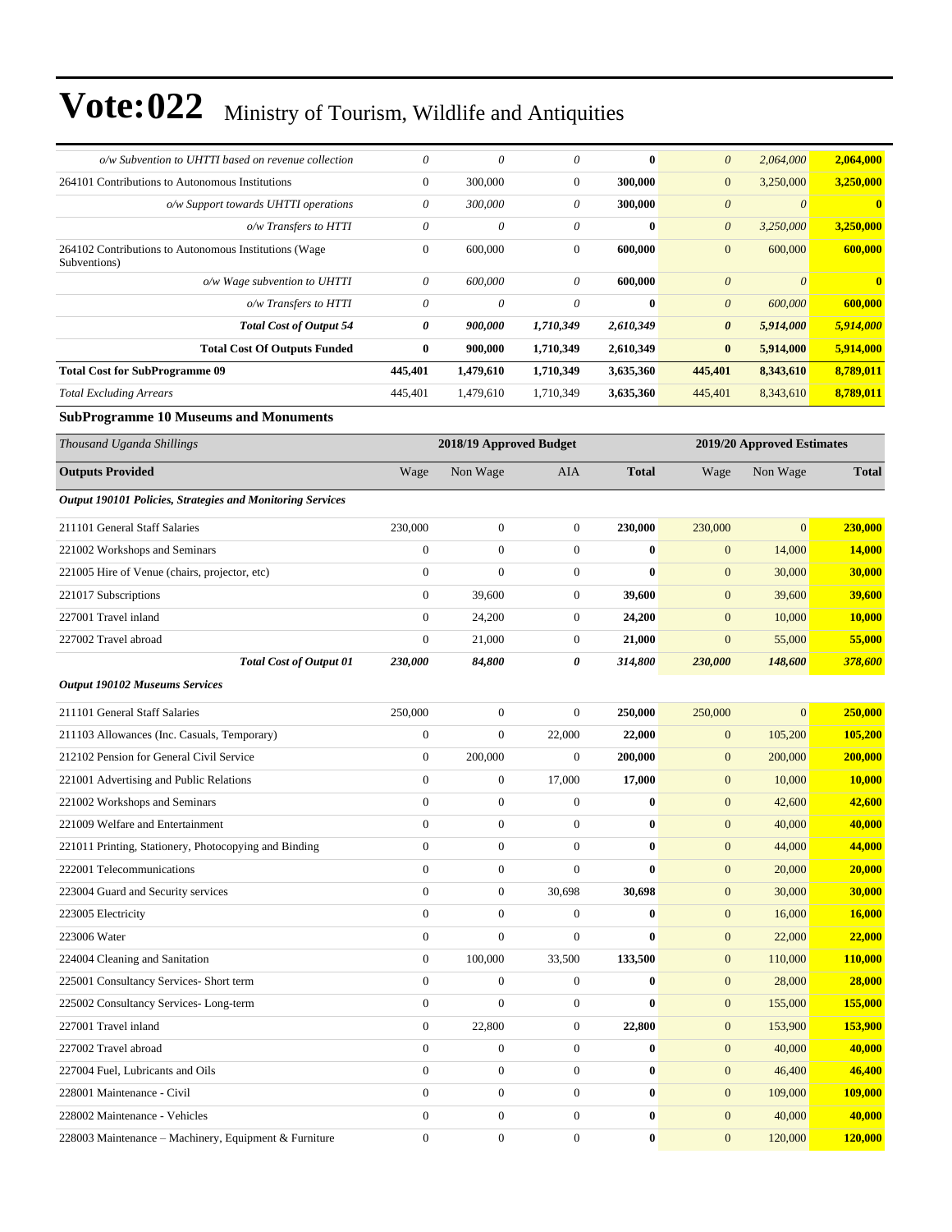# Vote:022 Ministry of Tourism, Wildlife and Antiquities

| | | | | | | | |
|---|---|---|---|---|---|---|---|
| *o/w Subvention to UHTTI based on revenue collection* | *0* | *0* | *0* | **0** | *0* | *2,064,000* | **2,064,000** |
| 264101 Contributions to Autonomous Institutions | 0 | 300,000 | 0 | **300,000** | 0 | 3,250,000 | **3,250,000** |
| *o/w Support towards UHTTI operations* | *0* | *300,000* | *0* | **300,000** | *0* | *0* | **0** |
| *o/w Transfers to HTTI* | *0* | *0* | *0* | **0** | *0* | *3,250,000* | **3,250,000** |
| 264102 Contributions to Autonomous Institutions (Wage Subventions) | 0 | 600,000 | 0 | **600,000** | 0 | 600,000 | **600,000** |
| *o/w Wage subvention to UHTTI* | *0* | *600,000* | *0* | **600,000** | *0* | *0* | **0** |
| *o/w Transfers to HTTI* | *0* | *0* | *0* | **0** | *0* | *600,000* | **600,000** |
| ***Total Cost of Output 54*** | ***0*** | ***900,000*** | ***1,710,349*** | ***2,610,349*** | ***0*** | ***5,914,000*** | ***5,914,000*** |
| **Total Cost Of Outputs Funded** | **0** | **900,000** | **1,710,349** | **2,610,349** | **0** | **5,914,000** | **5,914,000** |
| **Total Cost for SubProgramme 09** | **445,401** | **1,479,610** | **1,710,349** | **3,635,360** | **445,401** | **8,343,610** | **8,789,011** |
| *Total Excluding Arrears* | 445,401 | 1,479,610 | 1,710,349 | **3,635,360** | 445,401 | 8,343,610 | **8,789,011** |

### SubProgramme 10 Museums and Monuments

| *Thousand Uganda Shillings* | 2018/19 Approved Budget | | | | 2019/20 Approved Estimates | | |
|---|---|---|---|---|---|---|---|
| **Outputs Provided** | Wage | Non Wage | AIA | **Total** | Wage | Non Wage | **Total** |
| ***Output 190101 Policies, Strategies and Monitoring Services*** | | | | | | | |
| 211101 General Staff Salaries | 230,000 | 0 | 0 | **230,000** | 230,000 | 0 | **230,000** |
| 221002 Workshops and Seminars | 0 | 0 | 0 | **0** | 0 | 14,000 | **14,000** |
| 221005 Hire of Venue (chairs, projector, etc) | 0 | 0 | 0 | **0** | 0 | 30,000 | **30,000** |
| 221017 Subscriptions | 0 | 39,600 | 0 | **39,600** | 0 | 39,600 | **39,600** |
| 227001 Travel inland | 0 | 24,200 | 0 | **24,200** | 0 | 10,000 | **10,000** |
| 227002 Travel abroad | 0 | 21,000 | 0 | **21,000** | 0 | 55,000 | **55,000** |
| ***Total Cost of Output 01*** | ***230,000*** | ***84,800*** | ***0*** | ***314,800*** | ***230,000*** | ***148,600*** | ***378,600*** |
| ***Output 190102 Museums Services*** | | | | | | | |
| 211101 General Staff Salaries | 250,000 | 0 | 0 | **250,000** | 250,000 | 0 | **250,000** |
| 211103 Allowances (Inc. Casuals, Temporary) | 0 | 0 | 22,000 | **22,000** | 0 | 105,200 | **105,200** |
| 212102 Pension for General Civil Service | 0 | 200,000 | 0 | **200,000** | 0 | 200,000 | **200,000** |
| 221001 Advertising and Public Relations | 0 | 0 | 17,000 | **17,000** | 0 | 10,000 | **10,000** |
| 221002 Workshops and Seminars | 0 | 0 | 0 | **0** | 0 | 42,600 | **42,600** |
| 221009 Welfare and Entertainment | 0 | 0 | 0 | **0** | 0 | 40,000 | **40,000** |
| 221011 Printing, Stationery, Photocopying and Binding | 0 | 0 | 0 | **0** | 0 | 44,000 | **44,000** |
| 222001 Telecommunications | 0 | 0 | 0 | **0** | 0 | 20,000 | **20,000** |
| 223004 Guard and Security services | 0 | 0 | 30,698 | **30,698** | 0 | 30,000 | **30,000** |
| 223005 Electricity | 0 | 0 | 0 | **0** | 0 | 16,000 | **16,000** |
| 223006 Water | 0 | 0 | 0 | **0** | 0 | 22,000 | **22,000** |
| 224004 Cleaning and Sanitation | 0 | 100,000 | 33,500 | **133,500** | 0 | 110,000 | **110,000** |
| 225001 Consultancy Services- Short term | 0 | 0 | 0 | **0** | 0 | 28,000 | **28,000** |
| 225002 Consultancy Services- Long-term | 0 | 0 | 0 | **0** | 0 | 155,000 | **155,000** |
| 227001 Travel inland | 0 | 22,800 | 0 | **22,800** | 0 | 153,900 | **153,900** |
| 227002 Travel abroad | 0 | 0 | 0 | **0** | 0 | 40,000 | **40,000** |
| 227004 Fuel, Lubricants and Oils | 0 | 0 | 0 | **0** | 0 | 46,400 | **46,400** |
| 228001 Maintenance - Civil | 0 | 0 | 0 | **0** | 0 | 109,000 | **109,000** |
| 228002 Maintenance - Vehicles | 0 | 0 | 0 | **0** | 0 | 40,000 | **40,000** |
| 228003 Maintenance – Machinery, Equipment & Furniture | 0 | 0 | 0 | **0** | 0 | 120,000 | **120,000** |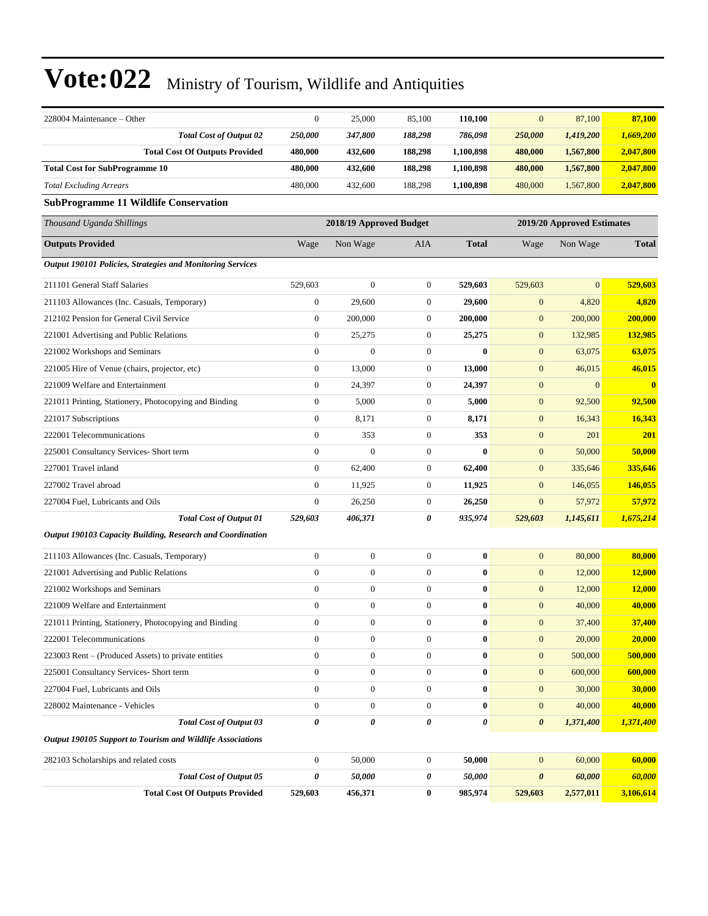| | | | | | | | |
|---|---|---|---|---|---|---|---|
| 228004 Maintenance – Other | 0 | 25,000 | 85,100 | **110,100** | 0 | 87,100 | **87,100** |
| ***Total Cost of Output 02*** | ***250,000*** | ***347,800*** | ***188,298*** | ***786,098*** | ***250,000*** | ***1,419,200*** | ***1,669,200*** |
| **Total Cost Of Outputs Provided** | **480,000** | **432,600** | **188,298** | **1,100,898** | **480,000** | **1,567,800** | **2,047,800** |
| **Total Cost for SubProgramme 10** | **480,000** | **432,600** | **188,298** | **1,100,898** | **480,000** | **1,567,800** | **2,047,800** |
| *Total Excluding Arrears* | 480,000 | 432,600 | 188,298 | **1,100,898** | 480,000 | 1,567,800 | **2,047,800** |

**SubProgramme 11 Wildlife Conservation**

| *Thousand Uganda Shillings* | 2018/19 Approved Budget | | | | 2019/20 Approved Estimates | | |
|---|---|---|---|---|---|---|---|
| **Outputs Provided** | Wage | Non Wage | AIA | **Total** | Wage | Non Wage | **Total** |
| ***Output 190101 Policies, Strategies and Monitoring Services*** | | | | | | | |
| 211101 General Staff Salaries | 529,603 | 0 | 0 | **529,603** | 529,603 | 0 | **529,603** |
| 211103 Allowances (Inc. Casuals, Temporary) | 0 | 29,600 | 0 | **29,600** | 0 | 4,820 | **4,820** |
| 212102 Pension for General Civil Service | 0 | 200,000 | 0 | **200,000** | 0 | 200,000 | **200,000** |
| 221001 Advertising and Public Relations | 0 | 25,275 | 0 | **25,275** | 0 | 132,985 | **132,985** |
| 221002 Workshops and Seminars | 0 | 0 | 0 | **0** | 0 | 63,075 | **63,075** |
| 221005 Hire of Venue (chairs, projector, etc) | 0 | 13,000 | 0 | **13,000** | 0 | 46,015 | **46,015** |
| 221009 Welfare and Entertainment | 0 | 24,397 | 0 | **24,397** | 0 | 0 | **0** |
| 221011 Printing, Stationery, Photocopying and Binding | 0 | 5,000 | 0 | **5,000** | 0 | 92,500 | **92,500** |
| 221017 Subscriptions | 0 | 8,171 | 0 | **8,171** | 0 | 16,343 | **16,343** |
| 222001 Telecommunications | 0 | 353 | 0 | **353** | 0 | 201 | **201** |
| 225001 Consultancy Services- Short term | 0 | 0 | 0 | **0** | 0 | 50,000 | **50,000** |
| 227001 Travel inland | 0 | 62,400 | 0 | **62,400** | 0 | 335,646 | **335,646** |
| 227002 Travel abroad | 0 | 11,925 | 0 | **11,925** | 0 | 146,055 | **146,055** |
| 227004 Fuel, Lubricants and Oils | 0 | 26,250 | 0 | **26,250** | 0 | 57,972 | **57,972** |
| ***Total Cost of Output 01*** | ***529,603*** | ***406,371*** | ***0*** | ***935,974*** | ***529,603*** | ***1,145,611*** | ***1,675,214*** |
| ***Output 190103 Capacity Building, Research and Coordination*** | | | | | | | |
| 211103 Allowances (Inc. Casuals, Temporary) | 0 | 0 | 0 | **0** | 0 | 80,000 | **80,000** |
| 221001 Advertising and Public Relations | 0 | 0 | 0 | **0** | 0 | 12,000 | **12,000** |
| 221002 Workshops and Seminars | 0 | 0 | 0 | **0** | 0 | 12,000 | **12,000** |
| 221009 Welfare and Entertainment | 0 | 0 | 0 | **0** | 0 | 40,000 | **40,000** |
| 221011 Printing, Stationery, Photocopying and Binding | 0 | 0 | 0 | **0** | 0 | 37,400 | **37,400** |
| 222001 Telecommunications | 0 | 0 | 0 | **0** | 0 | 20,000 | **20,000** |
| 223003 Rent – (Produced Assets) to private entities | 0 | 0 | 0 | **0** | 0 | 500,000 | **500,000** |
| 225001 Consultancy Services- Short term | 0 | 0 | 0 | **0** | 0 | 600,000 | **600,000** |
| 227004 Fuel, Lubricants and Oils | 0 | 0 | 0 | **0** | 0 | 30,000 | **30,000** |
| 228002 Maintenance - Vehicles | 0 | 0 | 0 | **0** | 0 | 40,000 | **40,000** |
| ***Total Cost of Output 03*** | ***0*** | ***0*** | ***0*** | ***0*** | ***0*** | ***1,371,400*** | ***1,371,400*** |
| ***Output 190105 Support to Tourism and Wildlife Associations*** | | | | | | | |
| 282103 Scholarships and related costs | 0 | 50,000 | 0 | **50,000** | 0 | 60,000 | **60,000** |
| ***Total Cost of Output 05*** | ***0*** | ***50,000*** | ***0*** | ***50,000*** | ***0*** | ***60,000*** | ***60,000*** |
| **Total Cost Of Outputs Provided** | **529,603** | **456,371** | **0** | **985,974** | **529,603** | **2,577,011** | **3,106,614** |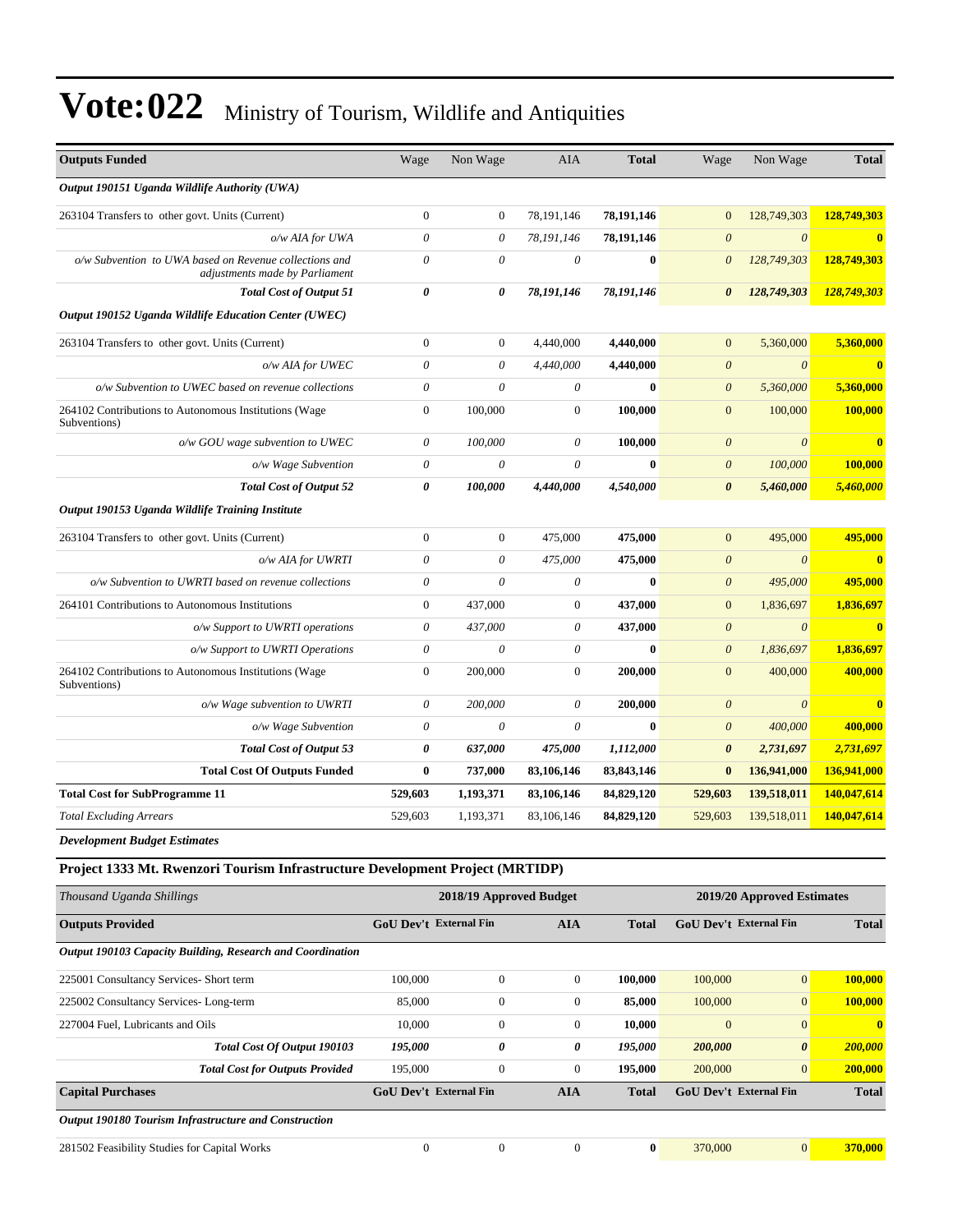# Vote:022 Ministry of Tourism, Wildlife and Antiquities

| Outputs Funded | Wage | Non Wage | AIA | Total | Wage | Non Wage | Total |
|---|---|---|---|---|---|---|---|
| ***Output 190151 Uganda Wildlife Authority (UWA)*** | | | | | | | |
| 263104 Transfers to other govt. Units (Current) | 0 | 0 | 78,191,146 | **78,191,146** | 0 | 128,749,303 | **128,749,303** |
| *o/w AIA for UWA* | *0* | *0* | *78,191,146* | **78,191,146** | *0* | *0* | **0** |
| *o/w Subvention to UWA based on Revenue collections and adjustments made by Parliament* | *0* | *0* | *0* | **0** | *0* | *128,749,303* | **128,749,303** |
| ***Total Cost of Output 51*** | ***0*** | ***0*** | ***78,191,146*** | ***78,191,146*** | ***0*** | ***128,749,303*** | ***128,749,303*** |
| ***Output 190152 Uganda Wildlife Education Center (UWEC)*** | | | | | | | |
| 263104 Transfers to other govt. Units (Current) | 0 | 0 | 4,440,000 | **4,440,000** | 0 | 5,360,000 | **5,360,000** |
| *o/w AIA for UWEC* | *0* | *0* | *4,440,000* | **4,440,000** | *0* | *0* | **0** |
| *o/w Subvention to UWEC based on revenue collections* | *0* | *0* | *0* | **0** | *0* | *5,360,000* | **5,360,000** |
| 264102 Contributions to Autonomous Institutions (Wage Subventions) | 0 | 100,000 | 0 | **100,000** | 0 | 100,000 | **100,000** |
| *o/w GOU wage subvention to UWEC* | *0* | *100,000* | *0* | **100,000** | *0* | *0* | **0** |
| *o/w Wage Subvention* | *0* | *0* | *0* | **0** | *0* | *100,000* | **100,000** |
| ***Total Cost of Output 52*** | ***0*** | ***100,000*** | ***4,440,000*** | ***4,540,000*** | ***0*** | ***5,460,000*** | ***5,460,000*** |
| ***Output 190153 Uganda Wildlife Training Institute*** | | | | | | | |
| 263104 Transfers to other govt. Units (Current) | 0 | 0 | 475,000 | **475,000** | 0 | 495,000 | **495,000** |
| *o/w AIA for UWRTI* | *0* | *0* | *475,000* | **475,000** | *0* | *0* | **0** |
| *o/w Subvention to UWRTI based on revenue collections* | *0* | *0* | *0* | **0** | *0* | *495,000* | **495,000** |
| 264101 Contributions to Autonomous Institutions | 0 | 437,000 | 0 | **437,000** | 0 | 1,836,697 | **1,836,697** |
| *o/w Support to UWRTI operations* | *0* | *437,000* | *0* | **437,000** | *0* | *0* | **0** |
| *o/w Support to UWRTI Operations* | *0* | *0* | *0* | **0** | *0* | *1,836,697* | **1,836,697** |
| 264102 Contributions to Autonomous Institutions (Wage Subventions) | 0 | 200,000 | 0 | **200,000** | 0 | 400,000 | **400,000** |
| *o/w Wage subvention to UWRTI* | *0* | *200,000* | *0* | **200,000** | *0* | *0* | **0** |
| *o/w Wage Subvention* | *0* | *0* | *0* | **0** | *0* | *400,000* | **400,000** |
| ***Total Cost of Output 53*** | ***0*** | ***637,000*** | ***475,000*** | ***1,112,000*** | ***0*** | ***2,731,697*** | ***2,731,697*** |
| **Total Cost Of Outputs Funded** | **0** | **737,000** | **83,106,146** | **83,843,146** | **0** | **136,941,000** | **136,941,000** |
| **Total Cost for SubProgramme 11** | **529,603** | **1,193,371** | **83,106,146** | **84,829,120** | **529,603** | **139,518,011** | **140,047,614** |
| *Total Excluding Arrears* | 529,603 | 1,193,371 | 83,106,146 | 84,829,120 | 529,603 | 139,518,011 | **140,047,614** |

***Development Budget Estimates***

### Project 1333 Mt. Rwenzori Tourism Infrastructure Development Project (MRTIDP)

| *Thousand Uganda Shillings* | 2018/19 Approved Budget | | | | 2019/20 Approved Estimates | | |
|---|---|---|---|---|---|---|---|
| **Outputs Provided** | **GoU Dev't** | **External Fin** | **AIA** | **Total** | **GoU Dev't** | **External Fin** | **Total** |
| ***Output 190103 Capacity Building, Research and Coordination*** | | | | | | | |
| 225001 Consultancy Services- Short term | 100,000 | 0 | 0 | **100,000** | 100,000 | 0 | **100,000** |
| 225002 Consultancy Services- Long-term | 85,000 | 0 | 0 | **85,000** | 100,000 | 0 | **100,000** |
| 227004 Fuel, Lubricants and Oils | 10,000 | 0 | 0 | **10,000** | 0 | 0 | **0** |
| ***Total Cost Of Output 190103*** | ***195,000*** | ***0*** | ***0*** | ***195,000*** | ***200,000*** | ***0*** | ***200,000*** |
| ***Total Cost for Outputs Provided*** | 195,000 | 0 | 0 | **195,000** | 200,000 | 0 | **200,000** |
| **Capital Purchases** | **GoU Dev't** | **External Fin** | **AIA** | **Total** | **GoU Dev't** | **External Fin** | **Total** |
| ***Output 190180 Tourism Infrastructure and Construction*** | | | | | | | |
| 281502 Feasibility Studies for Capital Works | 0 | 0 | 0 | **0** | 370,000 | 0 | **370,000** |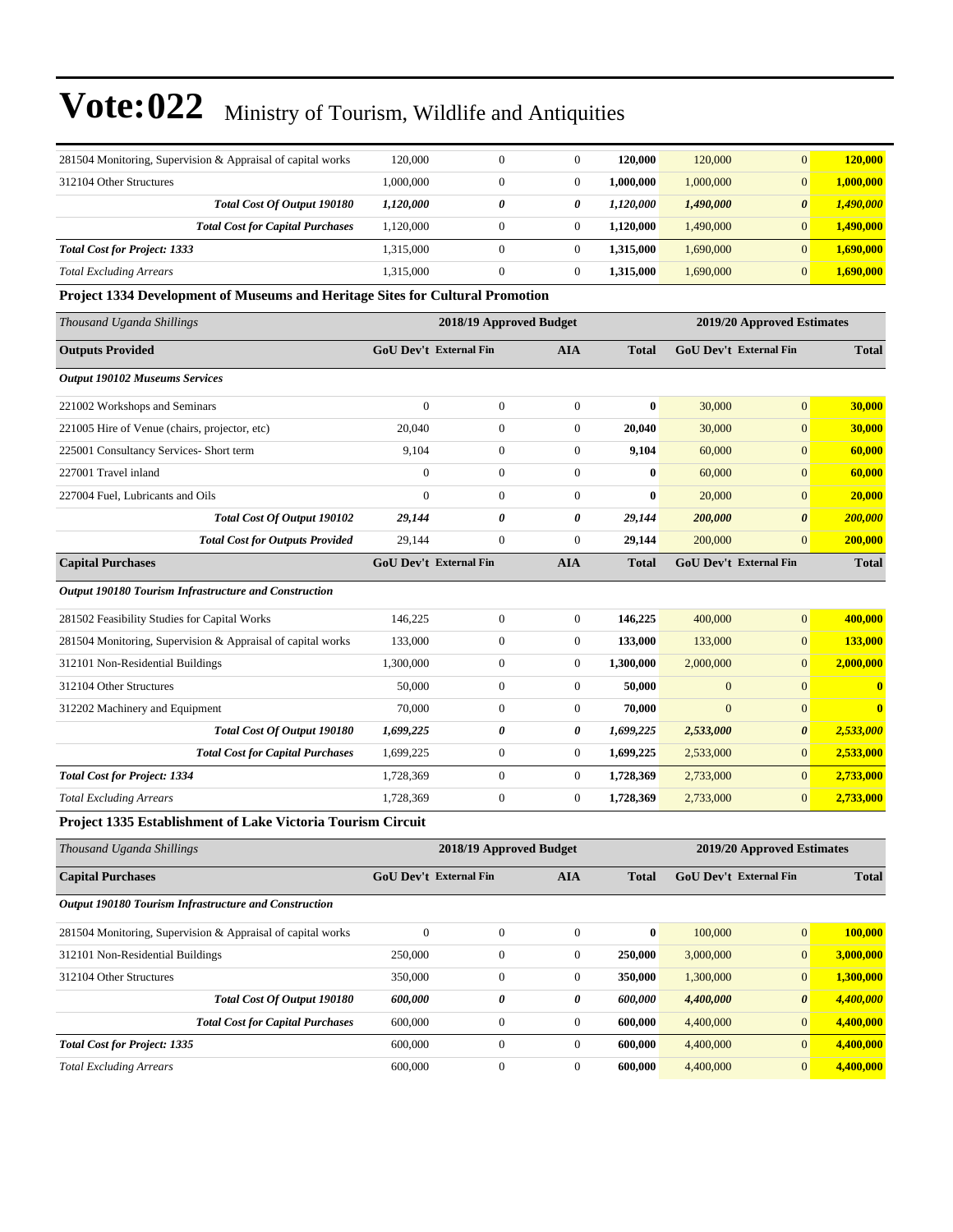# Vote:022 Ministry of Tourism, Wildlife and Antiquities

| | | | | | | | |
|---|---|---|---|---|---|---|---|
| 281504 Monitoring, Supervision & Appraisal of capital works | 120,000 | 0 | 0 | **120,000** | 120,000 | 0 | **120,000** |
| 312104 Other Structures | 1,000,000 | 0 | 0 | **1,000,000** | 1,000,000 | 0 | **1,000,000** |
| ***Total Cost Of Output 190180*** | ***1,120,000*** | ***0*** | ***0*** | ***1,120,000*** | ***1,490,000*** | ***0*** | ***1,490,000*** |
| ***Total Cost for Capital Purchases*** | 1,120,000 | 0 | 0 | **1,120,000** | 1,490,000 | 0 | **1,490,000** |
| ***Total Cost for Project: 1333*** | 1,315,000 | 0 | 0 | **1,315,000** | 1,690,000 | 0 | **1,690,000** |
| *Total Excluding Arrears* | 1,315,000 | 0 | 0 | **1,315,000** | 1,690,000 | 0 | **1,690,000** |

**Project 1334 Development of Museums and Heritage Sites for Cultural Promotion**

| *Thousand Uganda Shillings* | 2018/19 Approved Budget | | | | 2019/20 Approved Estimates | | |
|---|---|---|---|---|---|---|---|
| **Outputs Provided** | **GoU Dev't** | **External Fin** | **AIA** | **Total** | **GoU Dev't** | **External Fin** | **Total** |
| ***Output 190102 Museums Services*** | | | | | | | |
| 221002 Workshops and Seminars | 0 | 0 | 0 | **0** | 30,000 | 0 | **30,000** |
| 221005 Hire of Venue (chairs, projector, etc) | 20,040 | 0 | 0 | **20,040** | 30,000 | 0 | **30,000** |
| 225001 Consultancy Services- Short term | 9,104 | 0 | 0 | **9,104** | 60,000 | 0 | **60,000** |
| 227001 Travel inland | 0 | 0 | 0 | **0** | 60,000 | 0 | **60,000** |
| 227004 Fuel, Lubricants and Oils | 0 | 0 | 0 | **0** | 20,000 | 0 | **20,000** |
| ***Total Cost Of Output 190102*** | ***29,144*** | ***0*** | ***0*** | ***29,144*** | ***200,000*** | ***0*** | ***200,000*** |
| ***Total Cost for Outputs Provided*** | 29,144 | 0 | 0 | **29,144** | 200,000 | 0 | **200,000** |
| **Capital Purchases** | **GoU Dev't** | **External Fin** | **AIA** | **Total** | **GoU Dev't** | **External Fin** | **Total** |
| ***Output 190180 Tourism Infrastructure and Construction*** | | | | | | | |
| 281502 Feasibility Studies for Capital Works | 146,225 | 0 | 0 | **146,225** | 400,000 | 0 | **400,000** |
| 281504 Monitoring, Supervision & Appraisal of capital works | 133,000 | 0 | 0 | **133,000** | 133,000 | 0 | **133,000** |
| 312101 Non-Residential Buildings | 1,300,000 | 0 | 0 | **1,300,000** | 2,000,000 | 0 | **2,000,000** |
| 312104 Other Structures | 50,000 | 0 | 0 | **50,000** | 0 | 0 | **0** |
| 312202 Machinery and Equipment | 70,000 | 0 | 0 | **70,000** | 0 | 0 | **0** |
| ***Total Cost Of Output 190180*** | ***1,699,225*** | ***0*** | ***0*** | ***1,699,225*** | ***2,533,000*** | ***0*** | ***2,533,000*** |
| ***Total Cost for Capital Purchases*** | 1,699,225 | 0 | 0 | **1,699,225** | 2,533,000 | 0 | **2,533,000** |
| ***Total Cost for Project: 1334*** | 1,728,369 | 0 | 0 | **1,728,369** | 2,733,000 | 0 | **2,733,000** |
| *Total Excluding Arrears* | 1,728,369 | 0 | 0 | **1,728,369** | 2,733,000 | 0 | **2,733,000** |

**Project 1335 Establishment of Lake Victoria Tourism Circuit**

| *Thousand Uganda Shillings* | 2018/19 Approved Budget | | | | 2019/20 Approved Estimates | | |
|---|---|---|---|---|---|---|---|
| **Capital Purchases** | **GoU Dev't** | **External Fin** | **AIA** | **Total** | **GoU Dev't** | **External Fin** | **Total** |
| ***Output 190180 Tourism Infrastructure and Construction*** | | | | | | | |
| 281504 Monitoring, Supervision & Appraisal of capital works | 0 | 0 | 0 | **0** | 100,000 | 0 | **100,000** |
| 312101 Non-Residential Buildings | 250,000 | 0 | 0 | **250,000** | 3,000,000 | 0 | **3,000,000** |
| 312104 Other Structures | 350,000 | 0 | 0 | **350,000** | 1,300,000 | 0 | **1,300,000** |
| ***Total Cost Of Output 190180*** | ***600,000*** | ***0*** | ***0*** | ***600,000*** | ***4,400,000*** | ***0*** | ***4,400,000*** |
| ***Total Cost for Capital Purchases*** | 600,000 | 0 | 0 | **600,000** | 4,400,000 | 0 | **4,400,000** |
| ***Total Cost for Project: 1335*** | 600,000 | 0 | 0 | **600,000** | 4,400,000 | 0 | **4,400,000** |
| *Total Excluding Arrears* | 600,000 | 0 | 0 | **600,000** | 4,400,000 | 0 | **4,400,000** |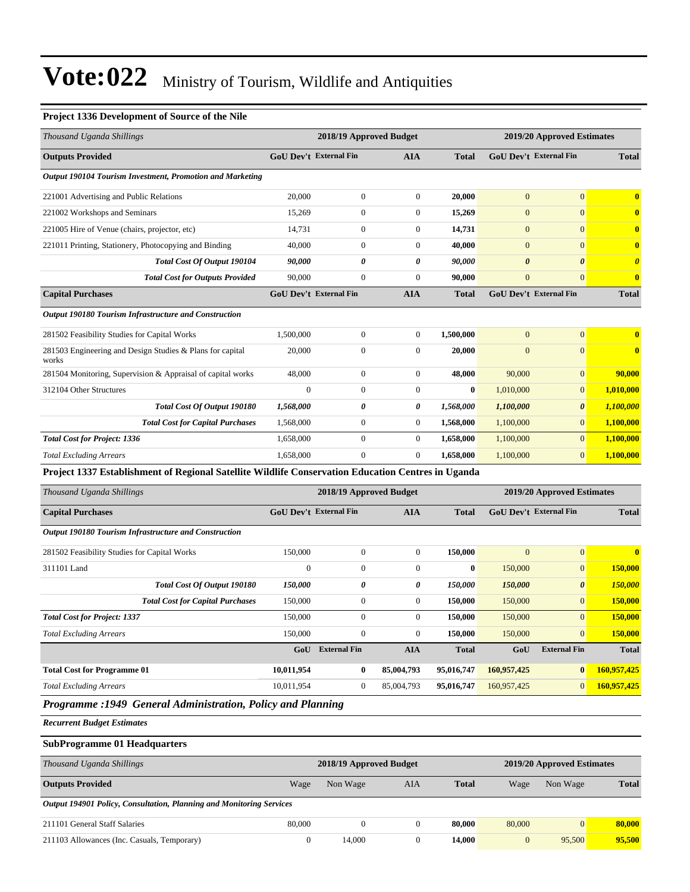# Vote:022 Ministry of Tourism, Wildlife and Antiquities

**Project 1336 Development of Source of the Nile**

| *Thousand Uganda Shillings* | 2018/19 Approved Budget | | | | 2019/20 Approved Estimates | | |
|---|---|---|---|---|---|---|---|
| **Outputs Provided** | **GoU Dev't** | **External Fin** | **AIA** | **Total** | **GoU Dev't** | **External Fin** | **Total** |
| ***Output 190104 Tourism Investment, Promotion and Marketing*** | | | | | | | |
| 221001 Advertising and Public Relations | 20,000 | 0 | 0 | **20,000** | 0 | 0 | **0** |
| 221002 Workshops and Seminars | 15,269 | 0 | 0 | **15,269** | 0 | 0 | **0** |
| 221005 Hire of Venue (chairs, projector, etc) | 14,731 | 0 | 0 | **14,731** | 0 | 0 | **0** |
| 221011 Printing, Stationery, Photocopying and Binding | 40,000 | 0 | 0 | **40,000** | 0 | 0 | **0** |
| ***Total Cost Of Output 190104*** | ***90,000*** | ***0*** | ***0*** | ***90,000*** | ***0*** | ***0*** | ***0*** |
| ***Total Cost for Outputs Provided*** | 90,000 | 0 | 0 | **90,000** | 0 | 0 | **0** |
| **Capital Purchases** | **GoU Dev't** | **External Fin** | **AIA** | **Total** | **GoU Dev't** | **External Fin** | **Total** |
| ***Output 190180 Tourism Infrastructure and Construction*** | | | | | | | |
| 281502 Feasibility Studies for Capital Works | 1,500,000 | 0 | 0 | **1,500,000** | 0 | 0 | **0** |
| 281503 Engineering and Design Studies & Plans for capital works | 20,000 | 0 | 0 | **20,000** | 0 | 0 | **0** |
| 281504 Monitoring, Supervision & Appraisal of capital works | 48,000 | 0 | 0 | **48,000** | 90,000 | 0 | **90,000** |
| 312104 Other Structures | 0 | 0 | 0 | **0** | 1,010,000 | 0 | **1,010,000** |
| ***Total Cost Of Output 190180*** | ***1,568,000*** | ***0*** | ***0*** | ***1,568,000*** | ***1,100,000*** | ***0*** | ***1,100,000*** |
| ***Total Cost for Capital Purchases*** | 1,568,000 | 0 | 0 | **1,568,000** | 1,100,000 | 0 | **1,100,000** |
| ***Total Cost for Project: 1336*** | 1,658,000 | 0 | 0 | **1,658,000** | 1,100,000 | 0 | **1,100,000** |
| *Total Excluding Arrears* | 1,658,000 | 0 | 0 | **1,658,000** | 1,100,000 | 0 | **1,100,000** |

**Project 1337 Establishment of Regional Satellite Wildlife Conservation Education Centres in Uganda**

| *Thousand Uganda Shillings* | 2018/19 Approved Budget | | | | 2019/20 Approved Estimates | | |
|---|---|---|---|---|---|---|---|
| **Capital Purchases** | **GoU Dev't** | **External Fin** | **AIA** | **Total** | **GoU Dev't** | **External Fin** | **Total** |
| ***Output 190180 Tourism Infrastructure and Construction*** | | | | | | | |
| 281502 Feasibility Studies for Capital Works | 150,000 | 0 | 0 | **150,000** | 0 | 0 | **0** |
| 311101 Land | 0 | 0 | 0 | **0** | 150,000 | 0 | **150,000** |
| ***Total Cost Of Output 190180*** | ***150,000*** | ***0*** | ***0*** | ***150,000*** | ***150,000*** | ***0*** | ***150,000*** |
| ***Total Cost for Capital Purchases*** | 150,000 | 0 | 0 | **150,000** | 150,000 | 0 | **150,000** |
| ***Total Cost for Project: 1337*** | 150,000 | 0 | 0 | **150,000** | 150,000 | 0 | **150,000** |
| *Total Excluding Arrears* | 150,000 | 0 | 0 | **150,000** | 150,000 | 0 | **150,000** |
| | **GoU** | **External Fin** | **AIA** | **Total** | **GoU** | **External Fin** | **Total** |
| **Total Cost for Programme 01** | **10,011,954** | **0** | **85,004,793** | **95,016,747** | **160,957,425** | **0** | **160,957,425** |
| *Total Excluding Arrears* | 10,011,954 | 0 | 85,004,793 | 95,016,747 | 160,957,425 | 0 | **160,957,425** |

## *Programme :1949 General Administration, Policy and Planning*

***Recurrent Budget Estimates***

**SubProgramme 01 Headquarters**

| *Thousand Uganda Shillings* | 2018/19 Approved Budget | | | | 2019/20 Approved Estimates | | |
|---|---|---|---|---|---|---|---|
| **Outputs Provided** | Wage | Non Wage | AIA | **Total** | Wage | Non Wage | **Total** |
| ***Output 194901 Policy, Consultation, Planning and Monitoring Services*** | | | | | | | |
| 211101 General Staff Salaries | 80,000 | 0 | 0 | **80,000** | 80,000 | 0 | **80,000** |
| 211103 Allowances (Inc. Casuals, Temporary) | 0 | 14,000 | 0 | **14,000** | 0 | 95,500 | **95,500** |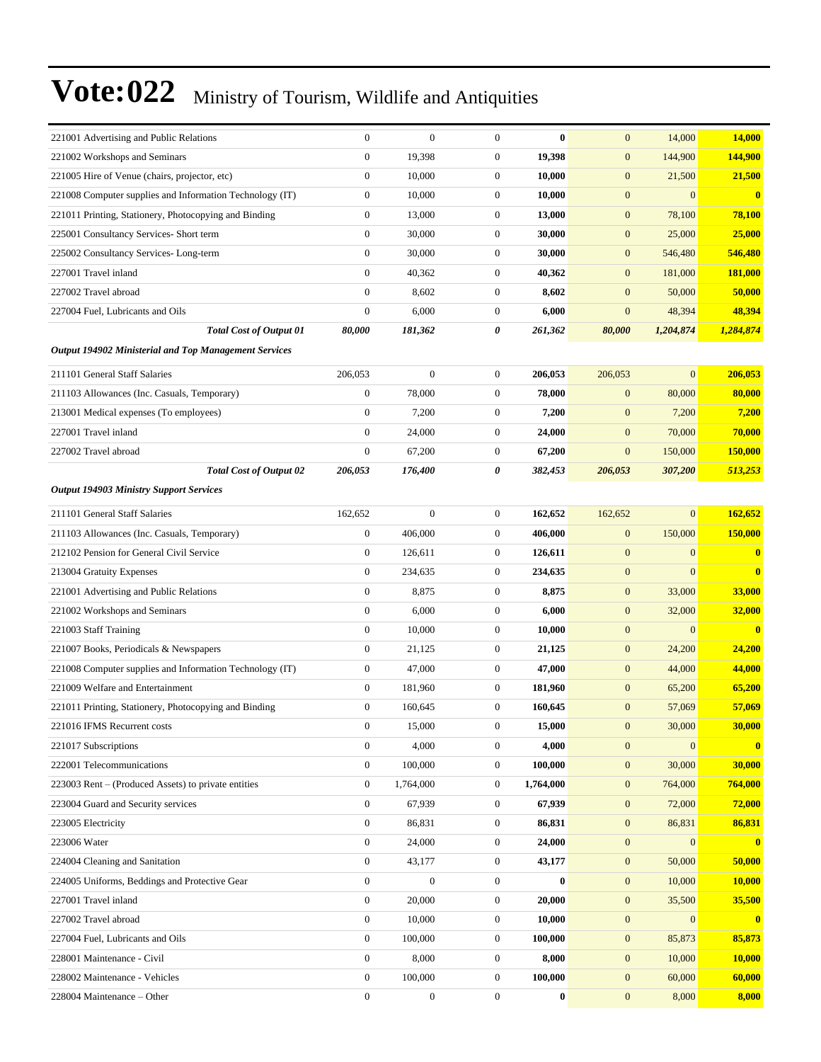# Vote:022 Ministry of Tourism, Wildlife and Antiquities

| | | | | | | | |
|---|---|---|---|---|---|---|---|
| 221001 Advertising and Public Relations | 0 | 0 | 0 | **0** | 0 | 14,000 | **14,000** |
| 221002 Workshops and Seminars | 0 | 19,398 | 0 | **19,398** | 0 | 144,900 | **144,900** |
| 221005 Hire of Venue (chairs, projector, etc) | 0 | 10,000 | 0 | **10,000** | 0 | 21,500 | **21,500** |
| 221008 Computer supplies and Information Technology (IT) | 0 | 10,000 | 0 | **10,000** | 0 | 0 | **0** |
| 221011 Printing, Stationery, Photocopying and Binding | 0 | 13,000 | 0 | **13,000** | 0 | 78,100 | **78,100** |
| 225001 Consultancy Services- Short term | 0 | 30,000 | 0 | **30,000** | 0 | 25,000 | **25,000** |
| 225002 Consultancy Services- Long-term | 0 | 30,000 | 0 | **30,000** | 0 | 546,480 | **546,480** |
| 227001 Travel inland | 0 | 40,362 | 0 | **40,362** | 0 | 181,000 | **181,000** |
| 227002 Travel abroad | 0 | 8,602 | 0 | **8,602** | 0 | 50,000 | **50,000** |
| 227004 Fuel, Lubricants and Oils | 0 | 6,000 | 0 | **6,000** | 0 | 48,394 | **48,394** |
| ***Total Cost of Output 01*** | ***80,000*** | ***181,362*** | ***0*** | ***261,362*** | ***80,000*** | ***1,204,874*** | ***1,284,874*** |
| ***Output 194902 Ministerial and Top Management Services*** | | | | | | | |
| 211101 General Staff Salaries | 206,053 | 0 | 0 | **206,053** | 206,053 | 0 | **206,053** |
| 211103 Allowances (Inc. Casuals, Temporary) | 0 | 78,000 | 0 | **78,000** | 0 | 80,000 | **80,000** |
| 213001 Medical expenses (To employees) | 0 | 7,200 | 0 | **7,200** | 0 | 7,200 | **7,200** |
| 227001 Travel inland | 0 | 24,000 | 0 | **24,000** | 0 | 70,000 | **70,000** |
| 227002 Travel abroad | 0 | 67,200 | 0 | **67,200** | 0 | 150,000 | **150,000** |
| ***Total Cost of Output 02*** | ***206,053*** | ***176,400*** | ***0*** | ***382,453*** | ***206,053*** | ***307,200*** | ***513,253*** |
| ***Output 194903 Ministry Support Services*** | | | | | | | |
| 211101 General Staff Salaries | 162,652 | 0 | 0 | **162,652** | 162,652 | 0 | **162,652** |
| 211103 Allowances (Inc. Casuals, Temporary) | 0 | 406,000 | 0 | **406,000** | 0 | 150,000 | **150,000** |
| 212102 Pension for General Civil Service | 0 | 126,611 | 0 | **126,611** | 0 | 0 | **0** |
| 213004 Gratuity Expenses | 0 | 234,635 | 0 | **234,635** | 0 | 0 | **0** |
| 221001 Advertising and Public Relations | 0 | 8,875 | 0 | **8,875** | 0 | 33,000 | **33,000** |
| 221002 Workshops and Seminars | 0 | 6,000 | 0 | **6,000** | 0 | 32,000 | **32,000** |
| 221003 Staff Training | 0 | 10,000 | 0 | **10,000** | 0 | 0 | **0** |
| 221007 Books, Periodicals & Newspapers | 0 | 21,125 | 0 | **21,125** | 0 | 24,200 | **24,200** |
| 221008 Computer supplies and Information Technology (IT) | 0 | 47,000 | 0 | **47,000** | 0 | 44,000 | **44,000** |
| 221009 Welfare and Entertainment | 0 | 181,960 | 0 | **181,960** | 0 | 65,200 | **65,200** |
| 221011 Printing, Stationery, Photocopying and Binding | 0 | 160,645 | 0 | **160,645** | 0 | 57,069 | **57,069** |
| 221016 IFMS Recurrent costs | 0 | 15,000 | 0 | **15,000** | 0 | 30,000 | **30,000** |
| 221017 Subscriptions | 0 | 4,000 | 0 | **4,000** | 0 | 0 | **0** |
| 222001 Telecommunications | 0 | 100,000 | 0 | **100,000** | 0 | 30,000 | **30,000** |
| 223003 Rent – (Produced Assets) to private entities | 0 | 1,764,000 | 0 | **1,764,000** | 0 | 764,000 | **764,000** |
| 223004 Guard and Security services | 0 | 67,939 | 0 | **67,939** | 0 | 72,000 | **72,000** |
| 223005 Electricity | 0 | 86,831 | 0 | **86,831** | 0 | 86,831 | **86,831** |
| 223006 Water | 0 | 24,000 | 0 | **24,000** | 0 | 0 | **0** |
| 224004 Cleaning and Sanitation | 0 | 43,177 | 0 | **43,177** | 0 | 50,000 | **50,000** |
| 224005 Uniforms, Beddings and Protective Gear | 0 | 0 | 0 | **0** | 0 | 10,000 | **10,000** |
| 227001 Travel inland | 0 | 20,000 | 0 | **20,000** | 0 | 35,500 | **35,500** |
| 227002 Travel abroad | 0 | 10,000 | 0 | **10,000** | 0 | 0 | **0** |
| 227004 Fuel, Lubricants and Oils | 0 | 100,000 | 0 | **100,000** | 0 | 85,873 | **85,873** |
| 228001 Maintenance - Civil | 0 | 8,000 | 0 | **8,000** | 0 | 10,000 | **10,000** |
| 228002 Maintenance - Vehicles | 0 | 100,000 | 0 | **100,000** | 0 | 60,000 | **60,000** |
| 228004 Maintenance – Other | 0 | 0 | 0 | **0** | 0 | 8,000 | **8,000** |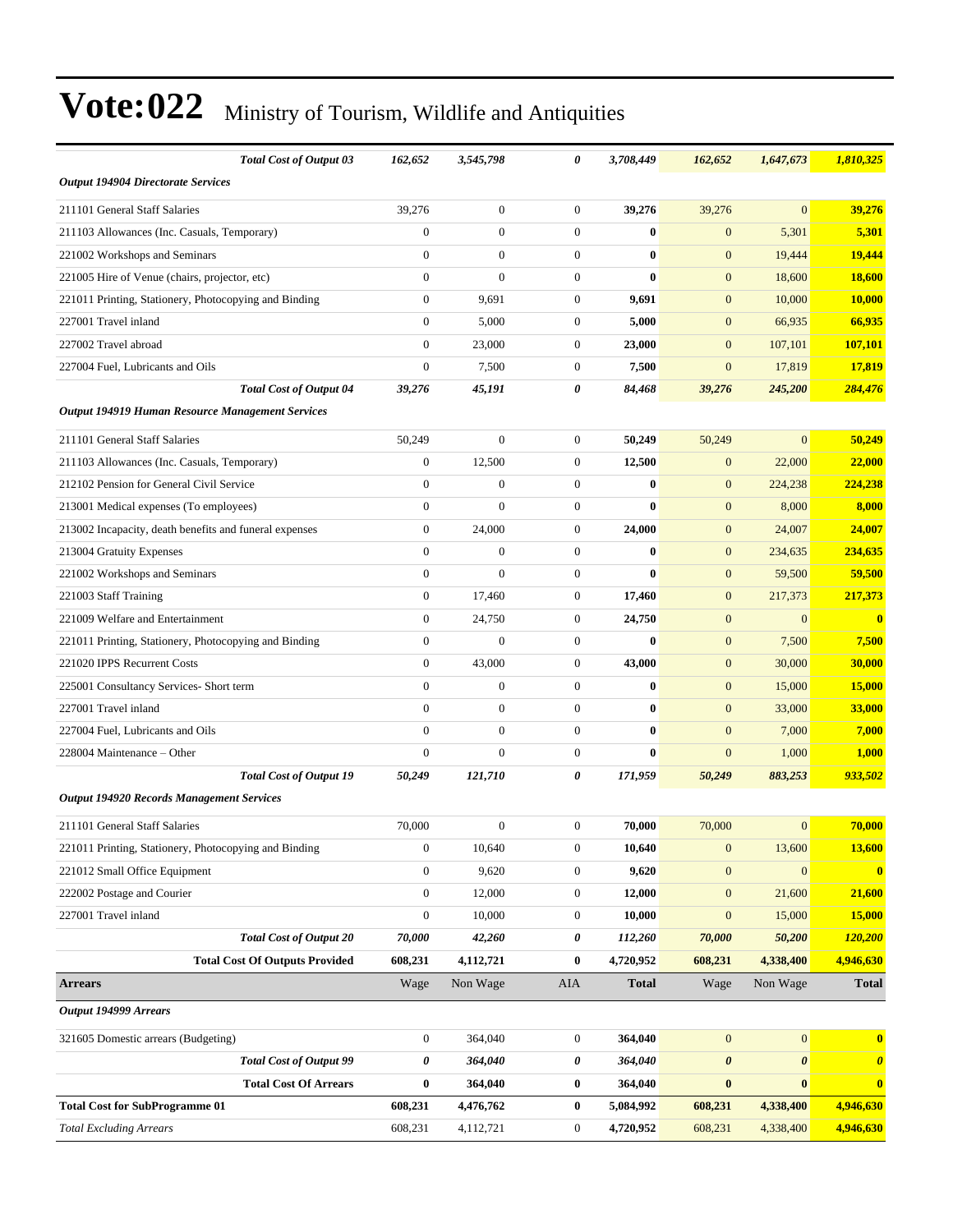# Vote:022 Ministry of Tourism, Wildlife and Antiquities

| | | | | | | | |
|---|---|---|---|---|---|---|---|
| ***Total Cost of Output 03*** | ***162,652*** | ***3,545,798*** | ***0*** | ***3,708,449*** | ***162,652*** | ***1,647,673*** | ***1,810,325*** |
| ***Output 194904 Directorate Services*** | | | | | | | |
| 211101 General Staff Salaries | 39,276 | 0 | 0 | **39,276** | 39,276 | 0 | **39,276** |
| 211103 Allowances (Inc. Casuals, Temporary) | 0 | 0 | 0 | **0** | 0 | 5,301 | **5,301** |
| 221002 Workshops and Seminars | 0 | 0 | 0 | **0** | 0 | 19,444 | **19,444** |
| 221005 Hire of Venue (chairs, projector, etc) | 0 | 0 | 0 | **0** | 0 | 18,600 | **18,600** |
| 221011 Printing, Stationery, Photocopying and Binding | 0 | 9,691 | 0 | **9,691** | 0 | 10,000 | **10,000** |
| 227001 Travel inland | 0 | 5,000 | 0 | **5,000** | 0 | 66,935 | **66,935** |
| 227002 Travel abroad | 0 | 23,000 | 0 | **23,000** | 0 | 107,101 | **107,101** |
| 227004 Fuel, Lubricants and Oils | 0 | 7,500 | 0 | **7,500** | 0 | 17,819 | **17,819** |
| ***Total Cost of Output 04*** | ***39,276*** | ***45,191*** | ***0*** | ***84,468*** | ***39,276*** | ***245,200*** | ***284,476*** |
| ***Output 194919 Human Resource Management Services*** | | | | | | | |
| 211101 General Staff Salaries | 50,249 | 0 | 0 | **50,249** | 50,249 | 0 | **50,249** |
| 211103 Allowances (Inc. Casuals, Temporary) | 0 | 12,500 | 0 | **12,500** | 0 | 22,000 | **22,000** |
| 212102 Pension for General Civil Service | 0 | 0 | 0 | **0** | 0 | 224,238 | **224,238** |
| 213001 Medical expenses (To employees) | 0 | 0 | 0 | **0** | 0 | 8,000 | **8,000** |
| 213002 Incapacity, death benefits and funeral expenses | 0 | 24,000 | 0 | **24,000** | 0 | 24,007 | **24,007** |
| 213004 Gratuity Expenses | 0 | 0 | 0 | **0** | 0 | 234,635 | **234,635** |
| 221002 Workshops and Seminars | 0 | 0 | 0 | **0** | 0 | 59,500 | **59,500** |
| 221003 Staff Training | 0 | 17,460 | 0 | **17,460** | 0 | 217,373 | **217,373** |
| 221009 Welfare and Entertainment | 0 | 24,750 | 0 | **24,750** | 0 | 0 | **0** |
| 221011 Printing, Stationery, Photocopying and Binding | 0 | 0 | 0 | **0** | 0 | 7,500 | **7,500** |
| 221020 IPPS Recurrent Costs | 0 | 43,000 | 0 | **43,000** | 0 | 30,000 | **30,000** |
| 225001 Consultancy Services- Short term | 0 | 0 | 0 | **0** | 0 | 15,000 | **15,000** |
| 227001 Travel inland | 0 | 0 | 0 | **0** | 0 | 33,000 | **33,000** |
| 227004 Fuel, Lubricants and Oils | 0 | 0 | 0 | **0** | 0 | 7,000 | **7,000** |
| 228004 Maintenance – Other | 0 | 0 | 0 | **0** | 0 | 1,000 | **1,000** |
| ***Total Cost of Output 19*** | ***50,249*** | ***121,710*** | ***0*** | ***171,959*** | ***50,249*** | ***883,253*** | ***933,502*** |
| ***Output 194920 Records Management Services*** | | | | | | | |
| 211101 General Staff Salaries | 70,000 | 0 | 0 | **70,000** | 70,000 | 0 | **70,000** |
| 221011 Printing, Stationery, Photocopying and Binding | 0 | 10,640 | 0 | **10,640** | 0 | 13,600 | **13,600** |
| 221012 Small Office Equipment | 0 | 9,620 | 0 | **9,620** | 0 | 0 | **0** |
| 222002 Postage and Courier | 0 | 12,000 | 0 | **12,000** | 0 | 21,600 | **21,600** |
| 227001 Travel inland | 0 | 10,000 | 0 | **10,000** | 0 | 15,000 | **15,000** |
| ***Total Cost of Output 20*** | ***70,000*** | ***42,260*** | ***0*** | ***112,260*** | ***70,000*** | ***50,200*** | ***120,200*** |
| **Total Cost Of Outputs Provided** | **608,231** | **4,112,721** | **0** | **4,720,952** | **608,231** | **4,338,400** | **4,946,630** |
| **Arrears** | Wage | Non Wage | AIA | **Total** | Wage | Non Wage | **Total** |
| ***Output 194999 Arrears*** | | | | | | | |
| 321605 Domestic arrears (Budgeting) | 0 | 364,040 | 0 | **364,040** | 0 | 0 | **0** |
| ***Total Cost of Output 99*** | ***0*** | ***364,040*** | ***0*** | ***364,040*** | ***0*** | ***0*** | ***0*** |
| **Total Cost Of Arrears** | **0** | **364,040** | **0** | **364,040** | **0** | **0** | **0** |
| **Total Cost for SubProgramme 01** | **608,231** | **4,476,762** | **0** | **5,084,992** | **608,231** | **4,338,400** | **4,946,630** |
| *Total Excluding Arrears* | 608,231 | 4,112,721 | 0 | **4,720,952** | 608,231 | 4,338,400 | **4,946,630** |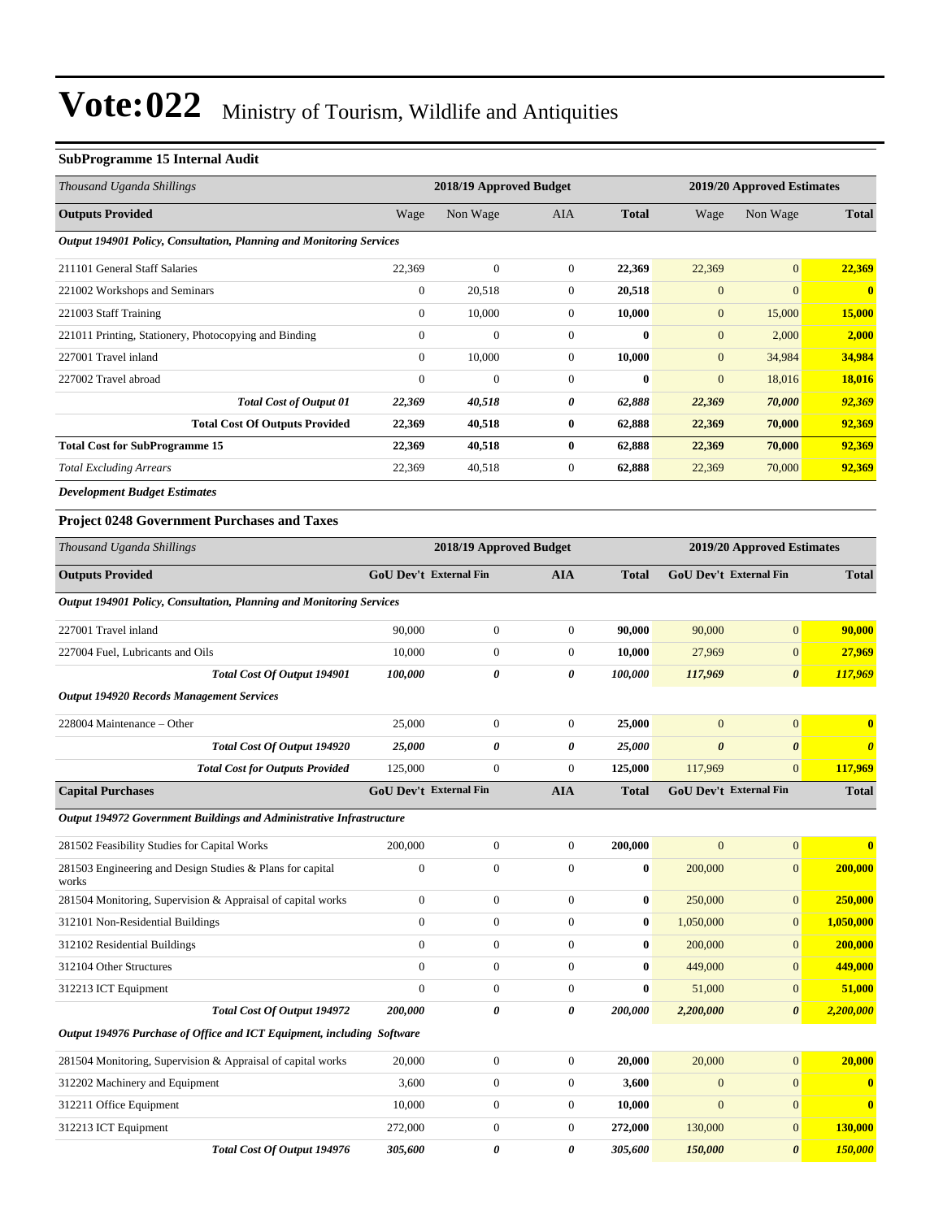# Vote:022 Ministry of Tourism, Wildlife and Antiquities

### SubProgramme 15 Internal Audit

| *Thousand Uganda Shillings* | 2018/19 Approved Budget | | | | 2019/20 Approved Estimates | | |
|---|---|---|---|---|---|---|---|
| **Outputs Provided** | Wage | Non Wage | AIA | **Total** | Wage | Non Wage | **Total** |
| ***Output 194901 Policy, Consultation, Planning and Monitoring Services*** | | | | | | | |
| 211101 General Staff Salaries | 22,369 | 0 | 0 | **22,369** | 22,369 | 0 | **22,369** |
| 221002 Workshops and Seminars | 0 | 20,518 | 0 | **20,518** | 0 | 0 | **0** |
| 221003 Staff Training | 0 | 10,000 | 0 | **10,000** | 0 | 15,000 | **15,000** |
| 221011 Printing, Stationery, Photocopying and Binding | 0 | 0 | 0 | **0** | 0 | 2,000 | **2,000** |
| 227001 Travel inland | 0 | 10,000 | 0 | **10,000** | 0 | 34,984 | **34,984** |
| 227002 Travel abroad | 0 | 0 | 0 | **0** | 0 | 18,016 | **18,016** |
| ***Total Cost of Output 01*** | ***22,369*** | ***40,518*** | ***0*** | ***62,888*** | ***22,369*** | ***70,000*** | ***92,369*** |
| **Total Cost Of Outputs Provided** | **22,369** | **40,518** | **0** | **62,888** | **22,369** | **70,000** | **92,369** |
| **Total Cost for SubProgramme 15** | **22,369** | **40,518** | **0** | **62,888** | **22,369** | **70,000** | **92,369** |
| *Total Excluding Arrears* | 22,369 | 40,518 | 0 | **62,888** | 22,369 | 70,000 | **92,369** |

***Development Budget Estimates***

### Project 0248 Government Purchases and Taxes

| *Thousand Uganda Shillings* | 2018/19 Approved Budget | | | | 2019/20 Approved Estimates | | |
|---|---|---|---|---|---|---|---|
| **Outputs Provided** | **GoU Dev't** | **External Fin** | **AIA** | **Total** | **GoU Dev't** | **External Fin** | **Total** |
| ***Output 194901 Policy, Consultation, Planning and Monitoring Services*** | | | | | | | |
| 227001 Travel inland | 90,000 | 0 | 0 | **90,000** | 90,000 | 0 | **90,000** |
| 227004 Fuel, Lubricants and Oils | 10,000 | 0 | 0 | **10,000** | 27,969 | 0 | **27,969** |
| ***Total Cost Of Output 194901*** | ***100,000*** | ***0*** | ***0*** | ***100,000*** | ***117,969*** | ***0*** | ***117,969*** |
| ***Output 194920 Records Management Services*** | | | | | | | |
| 228004 Maintenance – Other | 25,000 | 0 | 0 | **25,000** | 0 | 0 | **0** |
| ***Total Cost Of Output 194920*** | ***25,000*** | ***0*** | ***0*** | ***25,000*** | ***0*** | ***0*** | ***0*** |
| ***Total Cost for Outputs Provided*** | 125,000 | 0 | 0 | **125,000** | 117,969 | 0 | **117,969** |
| **Capital Purchases** | **GoU Dev't** | **External Fin** | **AIA** | **Total** | **GoU Dev't** | **External Fin** | **Total** |
| ***Output 194972 Government Buildings and Administrative Infrastructure*** | | | | | | | |
| 281502 Feasibility Studies for Capital Works | 200,000 | 0 | 0 | **200,000** | 0 | 0 | **0** |
| 281503 Engineering and Design Studies & Plans for capital works | 0 | 0 | 0 | **0** | 200,000 | 0 | **200,000** |
| 281504 Monitoring, Supervision & Appraisal of capital works | 0 | 0 | 0 | **0** | 250,000 | 0 | **250,000** |
| 312101 Non-Residential Buildings | 0 | 0 | 0 | **0** | 1,050,000 | 0 | **1,050,000** |
| 312102 Residential Buildings | 0 | 0 | 0 | **0** | 200,000 | 0 | **200,000** |
| 312104 Other Structures | 0 | 0 | 0 | **0** | 449,000 | 0 | **449,000** |
| 312213 ICT Equipment | 0 | 0 | 0 | **0** | 51,000 | 0 | **51,000** |
| ***Total Cost Of Output 194972*** | ***200,000*** | ***0*** | ***0*** | ***200,000*** | ***2,200,000*** | ***0*** | ***2,200,000*** |
| ***Output 194976 Purchase of Office and ICT Equipment, including Software*** | | | | | | | |
| 281504 Monitoring, Supervision & Appraisal of capital works | 20,000 | 0 | 0 | **20,000** | 20,000 | 0 | **20,000** |
| 312202 Machinery and Equipment | 3,600 | 0 | 0 | **3,600** | 0 | 0 | **0** |
| 312211 Office Equipment | 10,000 | 0 | 0 | **10,000** | 0 | 0 | **0** |
| 312213 ICT Equipment | 272,000 | 0 | 0 | **272,000** | 130,000 | 0 | **130,000** |
| ***Total Cost Of Output 194976*** | ***305,600*** | ***0*** | ***0*** | ***305,600*** | ***150,000*** | ***0*** | ***150,000*** |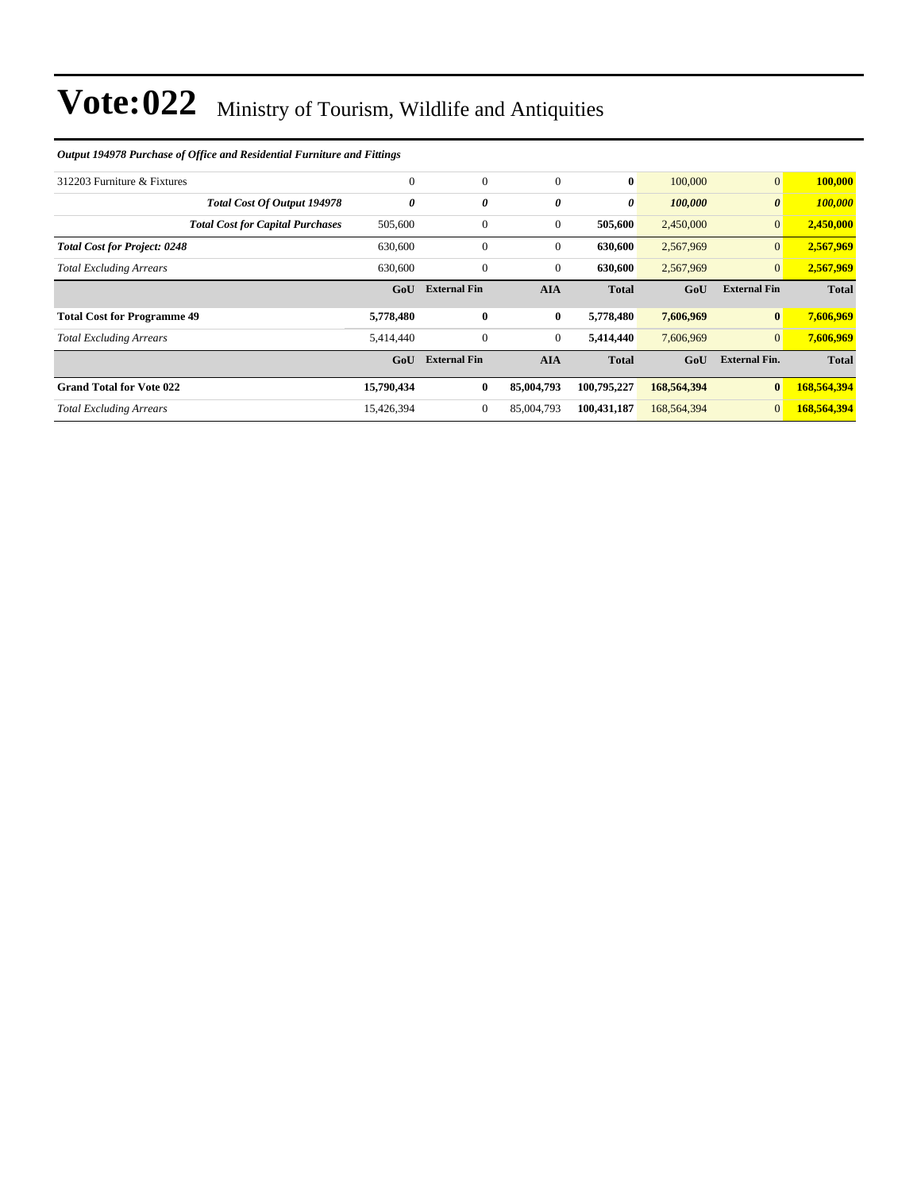# Vote:022 Ministry of Tourism, Wildlife and Antiquities

***Output 194978 Purchase of Office and Residential Furniture and Fittings***

| | | | | | | | |
|---|---|---|---|---|---|---|---|
| 312203 Furniture & Fixtures | 0 | 0 | 0 | **0** | 100,000 | 0 | **100,000** |
| ***Total Cost Of Output 194978*** | ***0*** | ***0*** | ***0*** | ***0*** | ***100,000*** | ***0*** | ***100,000*** |
| ***Total Cost for Capital Purchases*** | 505,600 | 0 | 0 | **505,600** | 2,450,000 | 0 | **2,450,000** |
| ***Total Cost for Project: 0248*** | 630,600 | 0 | 0 | **630,600** | 2,567,969 | 0 | **2,567,969** |
| *Total Excluding Arrears* | 630,600 | 0 | 0 | **630,600** | 2,567,969 | 0 | **2,567,969** |
| | **GoU** | **External Fin** | **AIA** | **Total** | **GoU** | **External Fin** | **Total** |
| **Total Cost for Programme 49** | **5,778,480** | **0** | **0** | **5,778,480** | **7,606,969** | **0** | **7,606,969** |
| *Total Excluding Arrears* | 5,414,440 | 0 | 0 | **5,414,440** | 7,606,969 | 0 | **7,606,969** |
| | **GoU** | **External Fin** | **AIA** | **Total** | **GoU** | **External Fin.** | **Total** |
| **Grand Total for Vote 022** | **15,790,434** | **0** | **85,004,793** | **100,795,227** | **168,564,394** | **0** | **168,564,394** |
| *Total Excluding Arrears* | 15,426,394 | 0 | 85,004,793 | **100,431,187** | 168,564,394 | 0 | **168,564,394** |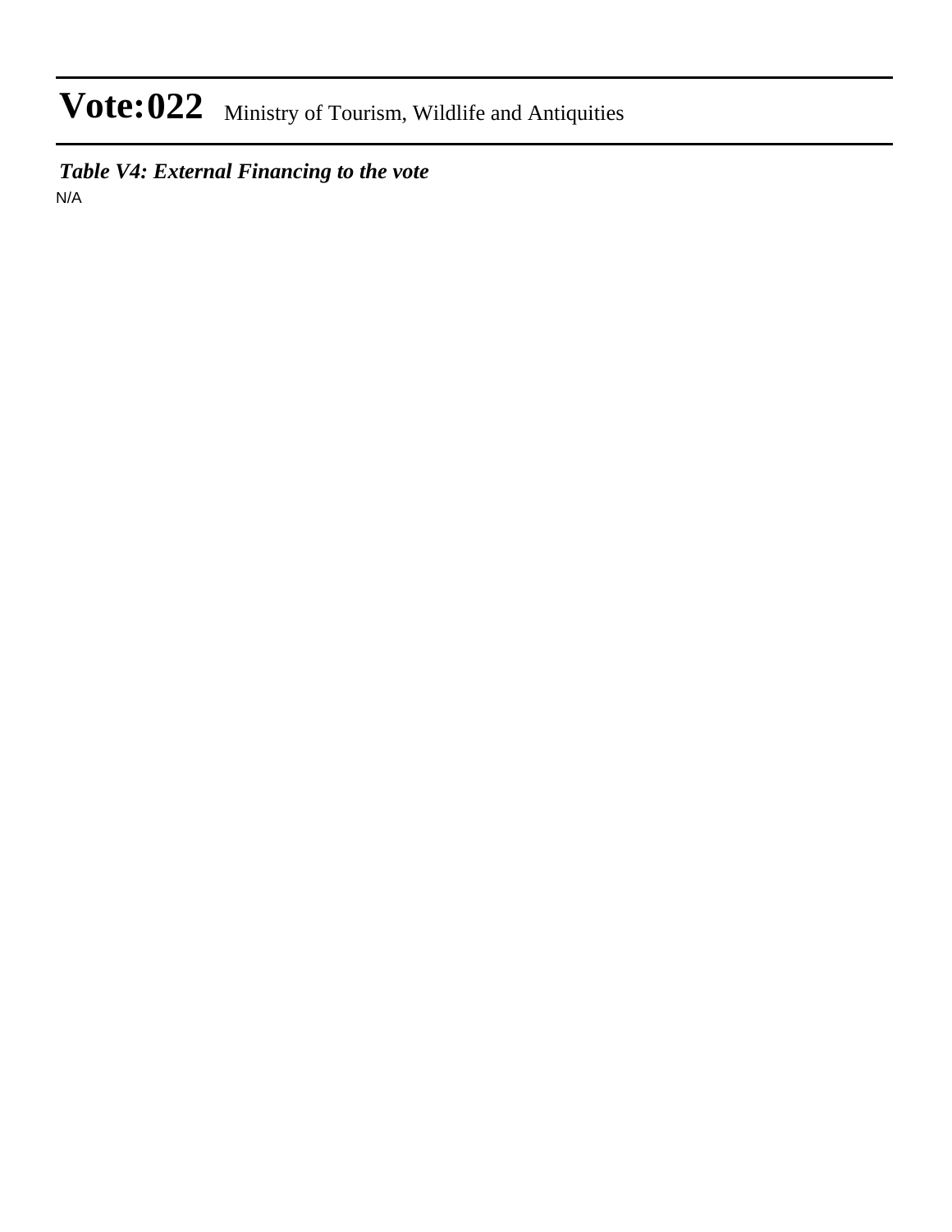# Vote:022 Ministry of Tourism, Wildlife and Antiquities

***Table V4: External Financing to the vote***

N/A